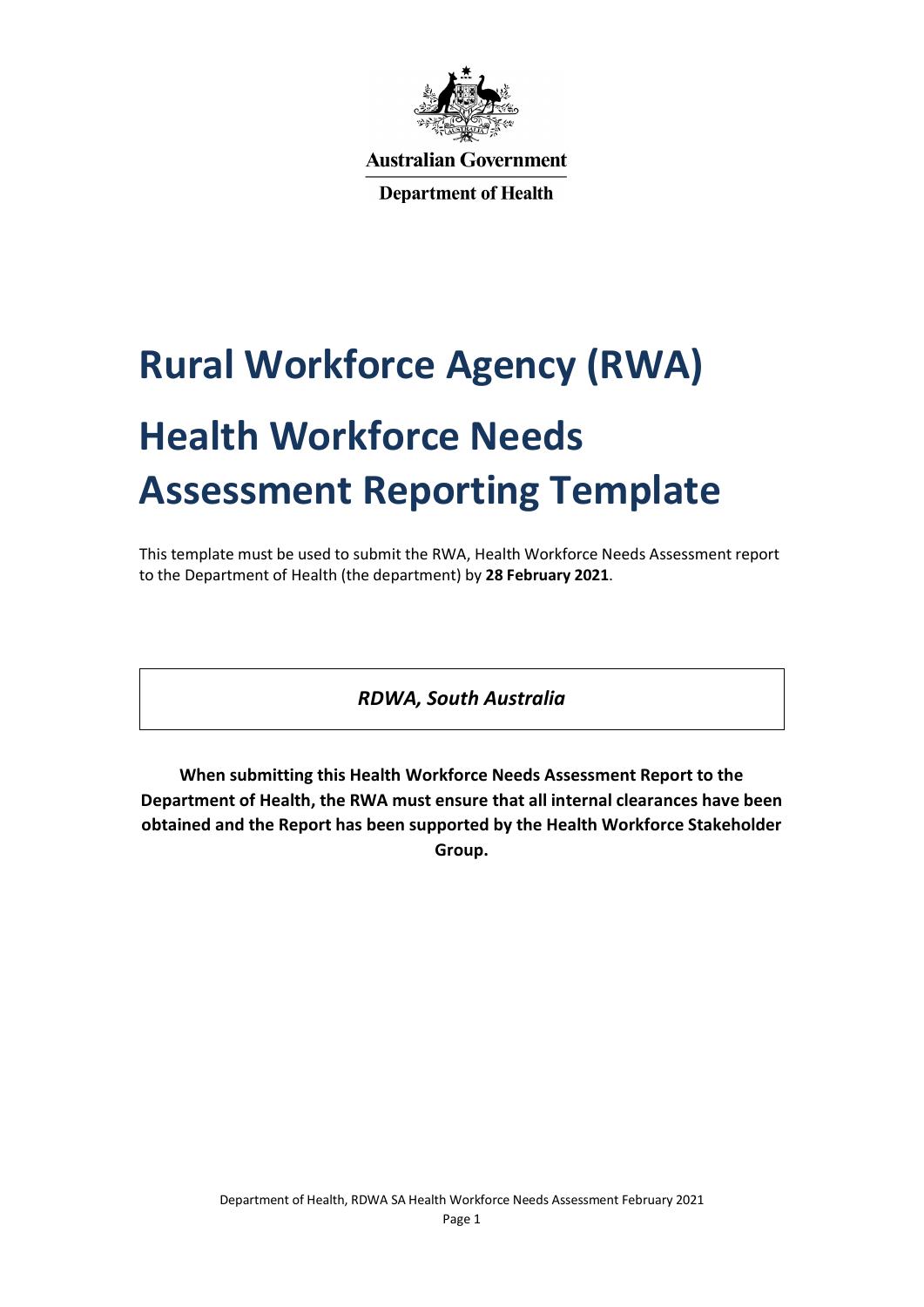Australian Government

Department of Health

# Rural Workforce Agency (RWA)

# Health Workforce Needs Assessment Reporting Template

This template must be used to submit the RWA, Health Workforce Needs Assessment report to the Department of Health (the department) by **28 February 2021**.

***RDWA, South Australia***

**When submitting this Health Workforce Needs Assessment Report to the Department of Health, the RWA must ensure that all internal clearances have been obtained and the Report has been supported by the Health Workforce Stakeholder Group.**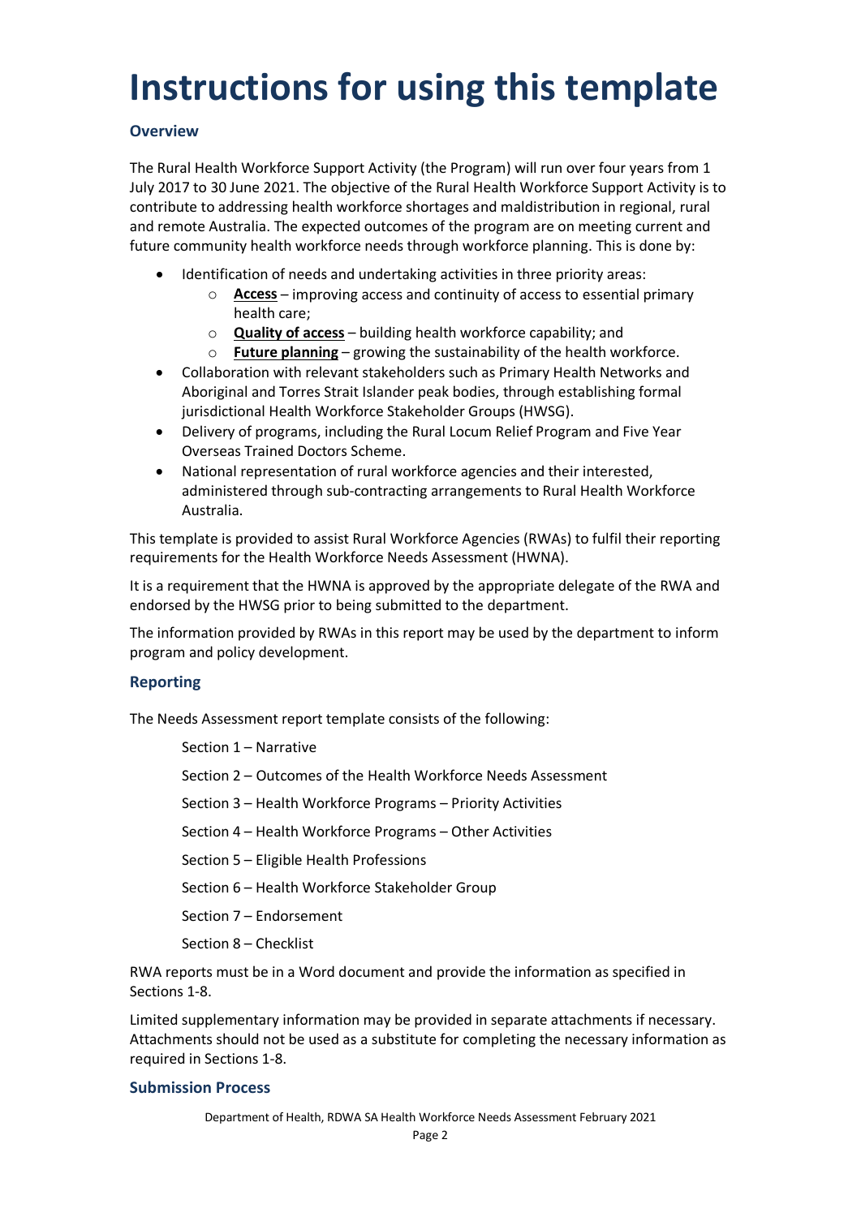# Instructions for using this template

### Overview

The Rural Health Workforce Support Activity (the Program) will run over four years from 1 July 2017 to 30 June 2021. The objective of the Rural Health Workforce Support Activity is to contribute to addressing health workforce shortages and maldistribution in regional, rural and remote Australia. The expected outcomes of the program are on meeting current and future community health workforce needs through workforce planning. This is done by:

- Identification of needs and undertaking activities in three priority areas:
  - **Access** – improving access and continuity of access to essential primary health care;
  - **Quality of access** – building health workforce capability; and
  - **Future planning** – growing the sustainability of the health workforce.
- Collaboration with relevant stakeholders such as Primary Health Networks and Aboriginal and Torres Strait Islander peak bodies, through establishing formal jurisdictional Health Workforce Stakeholder Groups (HWSG).
- Delivery of programs, including the Rural Locum Relief Program and Five Year Overseas Trained Doctors Scheme.
- National representation of rural workforce agencies and their interested, administered through sub-contracting arrangements to Rural Health Workforce Australia.

This template is provided to assist Rural Workforce Agencies (RWAs) to fulfil their reporting requirements for the Health Workforce Needs Assessment (HWNA).

It is a requirement that the HWNA is approved by the appropriate delegate of the RWA and endorsed by the HWSG prior to being submitted to the department.

The information provided by RWAs in this report may be used by the department to inform program and policy development.

### Reporting

The Needs Assessment report template consists of the following:

Section 1 – Narrative

Section 2 – Outcomes of the Health Workforce Needs Assessment

Section 3 – Health Workforce Programs – Priority Activities

Section 4 – Health Workforce Programs – Other Activities

Section 5 – Eligible Health Professions

Section 6 – Health Workforce Stakeholder Group

Section 7 – Endorsement

Section 8 – Checklist

RWA reports must be in a Word document and provide the information as specified in Sections 1-8.

Limited supplementary information may be provided in separate attachments if necessary. Attachments should not be used as a substitute for completing the necessary information as required in Sections 1-8.

### Submission Process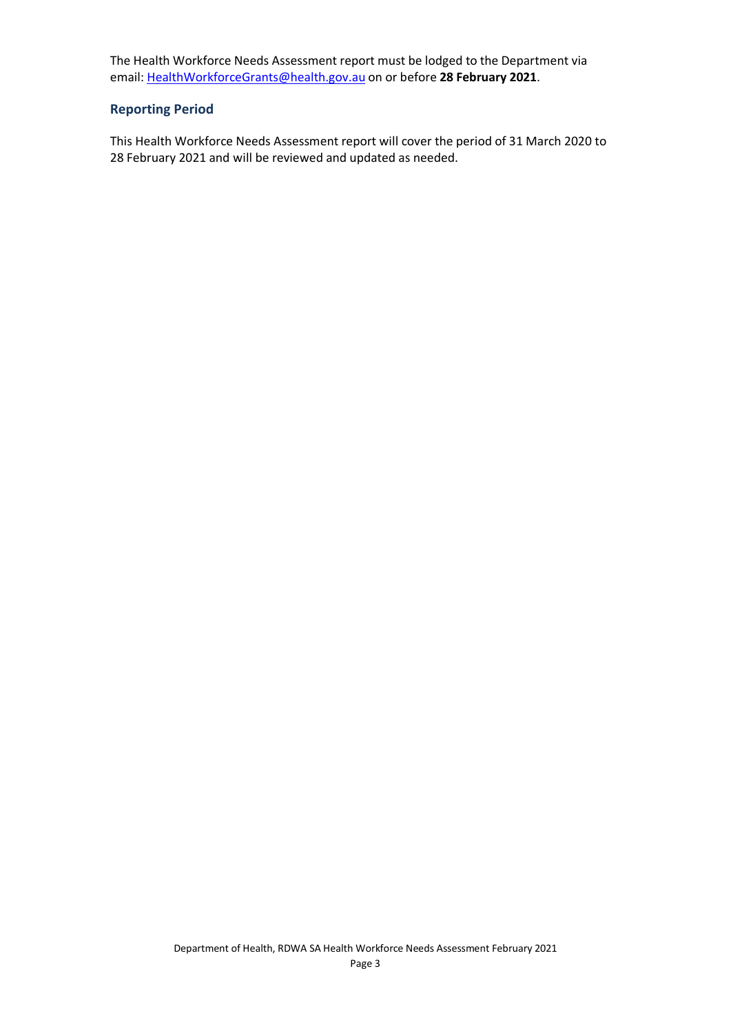The Health Workforce Needs Assessment report must be lodged to the Department via email: [HealthWorkforceGrants@health.gov.au](mailto:HealthWorkforceGrants@health.gov.au) on or before **28 February 2021**.

### Reporting Period

This Health Workforce Needs Assessment report will cover the period of 31 March 2020 to 28 February 2021 and will be reviewed and updated as needed.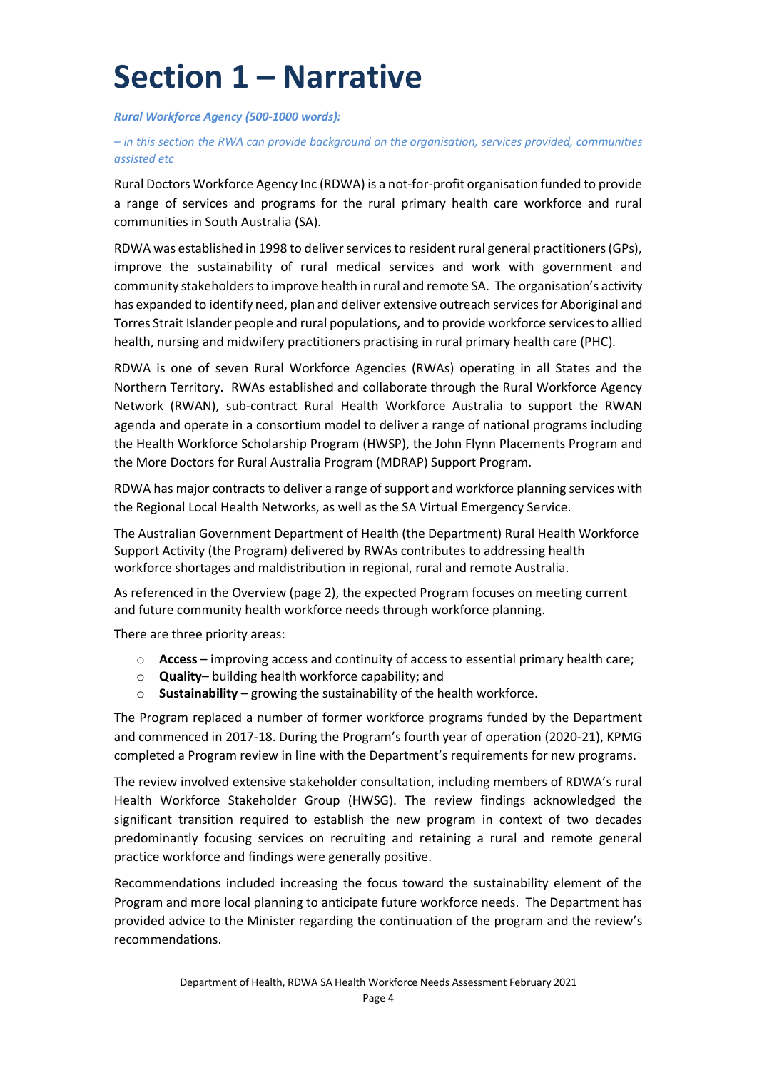# Section 1 – Narrative

***Rural Workforce Agency (500-1000 words):***

*– in this section the RWA can provide background on the organisation, services provided, communities assisted etc*

Rural Doctors Workforce Agency Inc (RDWA) is a not-for-profit organisation funded to provide a range of services and programs for the rural primary health care workforce and rural communities in South Australia (SA).

RDWA was established in 1998 to deliver services to resident rural general practitioners (GPs), improve the sustainability of rural medical services and work with government and community stakeholders to improve health in rural and remote SA. The organisation's activity has expanded to identify need, plan and deliver extensive outreach services for Aboriginal and Torres Strait Islander people and rural populations, and to provide workforce services to allied health, nursing and midwifery practitioners practising in rural primary health care (PHC).

RDWA is one of seven Rural Workforce Agencies (RWAs) operating in all States and the Northern Territory. RWAs established and collaborate through the Rural Workforce Agency Network (RWAN), sub-contract Rural Health Workforce Australia to support the RWAN agenda and operate in a consortium model to deliver a range of national programs including the Health Workforce Scholarship Program (HWSP), the John Flynn Placements Program and the More Doctors for Rural Australia Program (MDRAP) Support Program.

RDWA has major contracts to deliver a range of support and workforce planning services with the Regional Local Health Networks, as well as the SA Virtual Emergency Service.

The Australian Government Department of Health (the Department) Rural Health Workforce Support Activity (the Program) delivered by RWAs contributes to addressing health workforce shortages and maldistribution in regional, rural and remote Australia.

As referenced in the Overview (page 2), the expected Program focuses on meeting current and future community health workforce needs through workforce planning.

There are three priority areas:

- **Access** – improving access and continuity of access to essential primary health care;
- **Quality**– building health workforce capability; and
- **Sustainability** – growing the sustainability of the health workforce.

The Program replaced a number of former workforce programs funded by the Department and commenced in 2017-18. During the Program's fourth year of operation (2020-21), KPMG completed a Program review in line with the Department's requirements for new programs.

The review involved extensive stakeholder consultation, including members of RDWA's rural Health Workforce Stakeholder Group (HWSG). The review findings acknowledged the significant transition required to establish the new program in context of two decades predominantly focusing services on recruiting and retaining a rural and remote general practice workforce and findings were generally positive.

Recommendations included increasing the focus toward the sustainability element of the Program and more local planning to anticipate future workforce needs. The Department has provided advice to the Minister regarding the continuation of the program and the review's recommendations.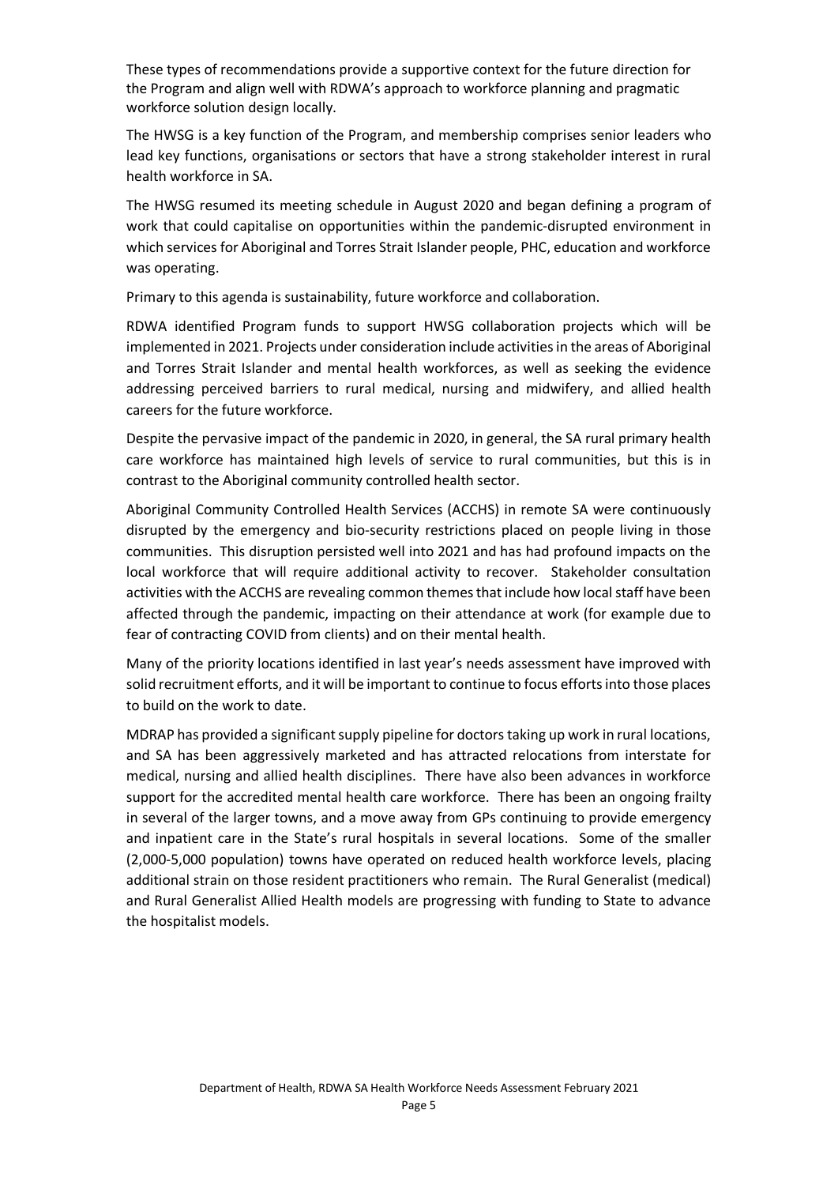These types of recommendations provide a supportive context for the future direction for the Program and align well with RDWA's approach to workforce planning and pragmatic workforce solution design locally.

The HWSG is a key function of the Program, and membership comprises senior leaders who lead key functions, organisations or sectors that have a strong stakeholder interest in rural health workforce in SA.

The HWSG resumed its meeting schedule in August 2020 and began defining a program of work that could capitalise on opportunities within the pandemic-disrupted environment in which services for Aboriginal and Torres Strait Islander people, PHC, education and workforce was operating.

Primary to this agenda is sustainability, future workforce and collaboration.

RDWA identified Program funds to support HWSG collaboration projects which will be implemented in 2021. Projects under consideration include activities in the areas of Aboriginal and Torres Strait Islander and mental health workforces, as well as seeking the evidence addressing perceived barriers to rural medical, nursing and midwifery, and allied health careers for the future workforce.

Despite the pervasive impact of the pandemic in 2020, in general, the SA rural primary health care workforce has maintained high levels of service to rural communities, but this is in contrast to the Aboriginal community controlled health sector.

Aboriginal Community Controlled Health Services (ACCHS) in remote SA were continuously disrupted by the emergency and bio-security restrictions placed on people living in those communities. This disruption persisted well into 2021 and has had profound impacts on the local workforce that will require additional activity to recover. Stakeholder consultation activities with the ACCHS are revealing common themes that include how local staff have been affected through the pandemic, impacting on their attendance at work (for example due to fear of contracting COVID from clients) and on their mental health.

Many of the priority locations identified in last year's needs assessment have improved with solid recruitment efforts, and it will be important to continue to focus efforts into those places to build on the work to date.

MDRAP has provided a significant supply pipeline for doctors taking up work in rural locations, and SA has been aggressively marketed and has attracted relocations from interstate for medical, nursing and allied health disciplines. There have also been advances in workforce support for the accredited mental health care workforce. There has been an ongoing frailty in several of the larger towns, and a move away from GPs continuing to provide emergency and inpatient care in the State's rural hospitals in several locations. Some of the smaller (2,000-5,000 population) towns have operated on reduced health workforce levels, placing additional strain on those resident practitioners who remain. The Rural Generalist (medical) and Rural Generalist Allied Health models are progressing with funding to State to advance the hospitalist models.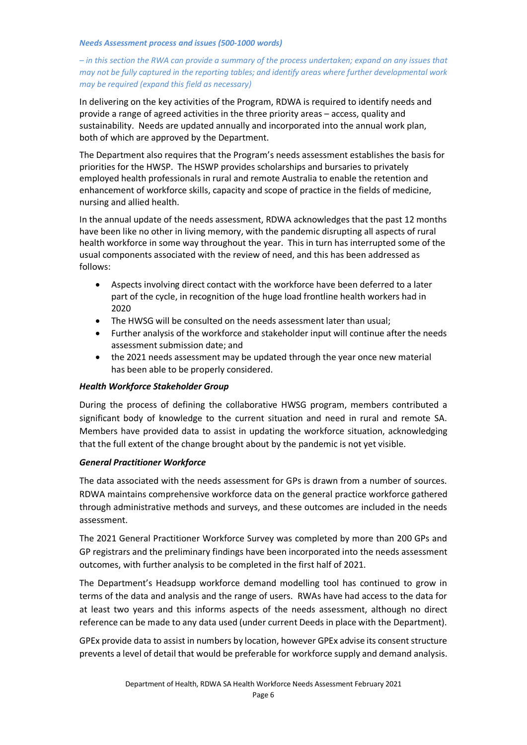***Needs Assessment process and issues (500-1000 words)***

*– in this section the RWA can provide a summary of the process undertaken; expand on any issues that may not be fully captured in the reporting tables; and identify areas where further developmental work may be required (expand this field as necessary)*

In delivering on the key activities of the Program, RDWA is required to identify needs and provide a range of agreed activities in the three priority areas – access, quality and sustainability. Needs are updated annually and incorporated into the annual work plan, both of which are approved by the Department.

The Department also requires that the Program's needs assessment establishes the basis for priorities for the HWSP. The HSWP provides scholarships and bursaries to privately employed health professionals in rural and remote Australia to enable the retention and enhancement of workforce skills, capacity and scope of practice in the fields of medicine, nursing and allied health.

In the annual update of the needs assessment, RDWA acknowledges that the past 12 months have been like no other in living memory, with the pandemic disrupting all aspects of rural health workforce in some way throughout the year. This in turn has interrupted some of the usual components associated with the review of need, and this has been addressed as follows:

- Aspects involving direct contact with the workforce have been deferred to a later part of the cycle, in recognition of the huge load frontline health workers had in 2020
- The HWSG will be consulted on the needs assessment later than usual;
- Further analysis of the workforce and stakeholder input will continue after the needs assessment submission date; and
- the 2021 needs assessment may be updated through the year once new material has been able to be properly considered.

***Health Workforce Stakeholder Group***

During the process of defining the collaborative HWSG program, members contributed a significant body of knowledge to the current situation and need in rural and remote SA. Members have provided data to assist in updating the workforce situation, acknowledging that the full extent of the change brought about by the pandemic is not yet visible.

***General Practitioner Workforce***

The data associated with the needs assessment for GPs is drawn from a number of sources. RDWA maintains comprehensive workforce data on the general practice workforce gathered through administrative methods and surveys, and these outcomes are included in the needs assessment.

The 2021 General Practitioner Workforce Survey was completed by more than 200 GPs and GP registrars and the preliminary findings have been incorporated into the needs assessment outcomes, with further analysis to be completed in the first half of 2021.

The Department's Headsupp workforce demand modelling tool has continued to grow in terms of the data and analysis and the range of users. RWAs have had access to the data for at least two years and this informs aspects of the needs assessment, although no direct reference can be made to any data used (under current Deeds in place with the Department).

GPEx provide data to assist in numbers by location, however GPEx advise its consent structure prevents a level of detail that would be preferable for workforce supply and demand analysis.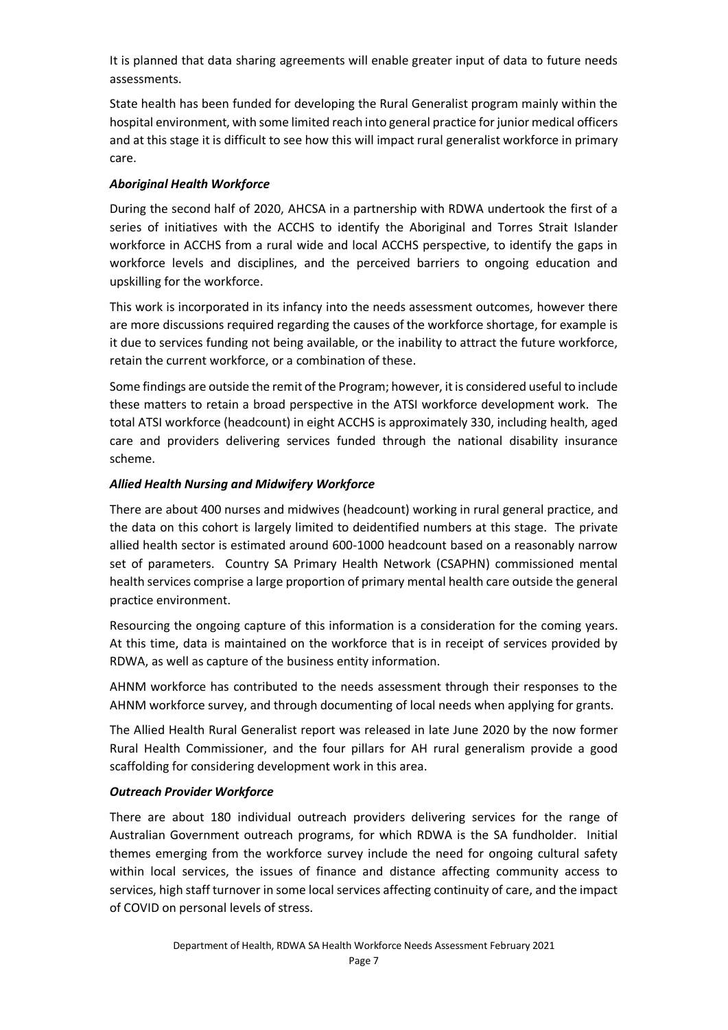It is planned that data sharing agreements will enable greater input of data to future needs assessments.

State health has been funded for developing the Rural Generalist program mainly within the hospital environment, with some limited reach into general practice for junior medical officers and at this stage it is difficult to see how this will impact rural generalist workforce in primary care.

### *Aboriginal Health Workforce*

During the second half of 2020, AHCSA in a partnership with RDWA undertook the first of a series of initiatives with the ACCHS to identify the Aboriginal and Torres Strait Islander workforce in ACCHS from a rural wide and local ACCHS perspective, to identify the gaps in workforce levels and disciplines, and the perceived barriers to ongoing education and upskilling for the workforce.

This work is incorporated in its infancy into the needs assessment outcomes, however there are more discussions required regarding the causes of the workforce shortage, for example is it due to services funding not being available, or the inability to attract the future workforce, retain the current workforce, or a combination of these.

Some findings are outside the remit of the Program; however, it is considered useful to include these matters to retain a broad perspective in the ATSI workforce development work. The total ATSI workforce (headcount) in eight ACCHS is approximately 330, including health, aged care and providers delivering services funded through the national disability insurance scheme.

### *Allied Health Nursing and Midwifery Workforce*

There are about 400 nurses and midwives (headcount) working in rural general practice, and the data on this cohort is largely limited to deidentified numbers at this stage. The private allied health sector is estimated around 600-1000 headcount based on a reasonably narrow set of parameters. Country SA Primary Health Network (CSAPHN) commissioned mental health services comprise a large proportion of primary mental health care outside the general practice environment.

Resourcing the ongoing capture of this information is a consideration for the coming years. At this time, data is maintained on the workforce that is in receipt of services provided by RDWA, as well as capture of the business entity information.

AHNM workforce has contributed to the needs assessment through their responses to the AHNM workforce survey, and through documenting of local needs when applying for grants.

The Allied Health Rural Generalist report was released in late June 2020 by the now former Rural Health Commissioner, and the four pillars for AH rural generalism provide a good scaffolding for considering development work in this area.

### *Outreach Provider Workforce*

There are about 180 individual outreach providers delivering services for the range of Australian Government outreach programs, for which RDWA is the SA fundholder. Initial themes emerging from the workforce survey include the need for ongoing cultural safety within local services, the issues of finance and distance affecting community access to services, high staff turnover in some local services affecting continuity of care, and the impact of COVID on personal levels of stress.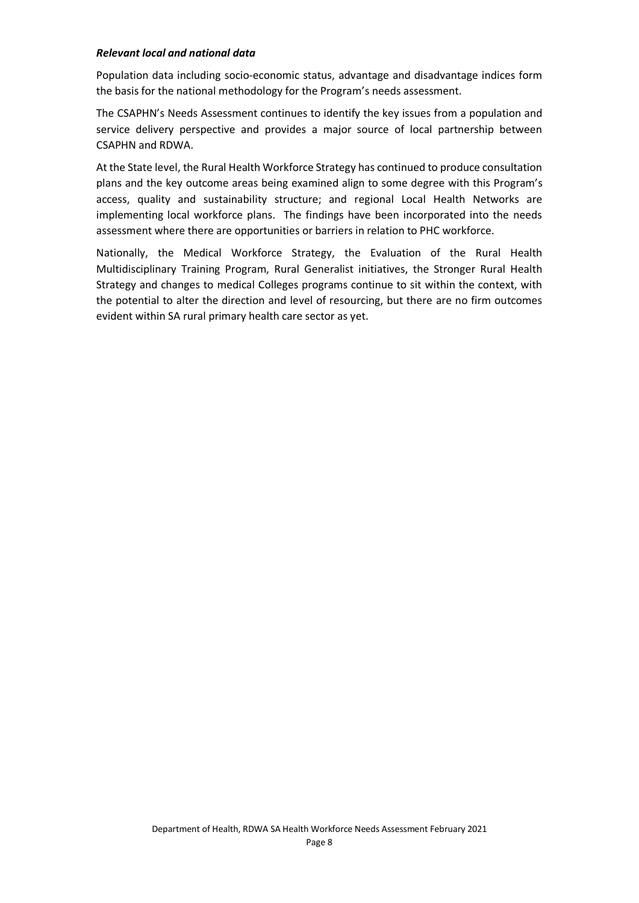***Relevant local and national data***

Population data including socio-economic status, advantage and disadvantage indices form the basis for the national methodology for the Program's needs assessment.

The CSAPHN's Needs Assessment continues to identify the key issues from a population and service delivery perspective and provides a major source of local partnership between CSAPHN and RDWA.

At the State level, the Rural Health Workforce Strategy has continued to produce consultation plans and the key outcome areas being examined align to some degree with this Program's access, quality and sustainability structure; and regional Local Health Networks are implementing local workforce plans. The findings have been incorporated into the needs assessment where there are opportunities or barriers in relation to PHC workforce.

Nationally, the Medical Workforce Strategy, the Evaluation of the Rural Health Multidisciplinary Training Program, Rural Generalist initiatives, the Stronger Rural Health Strategy and changes to medical Colleges programs continue to sit within the context, with the potential to alter the direction and level of resourcing, but there are no firm outcomes evident within SA rural primary health care sector as yet.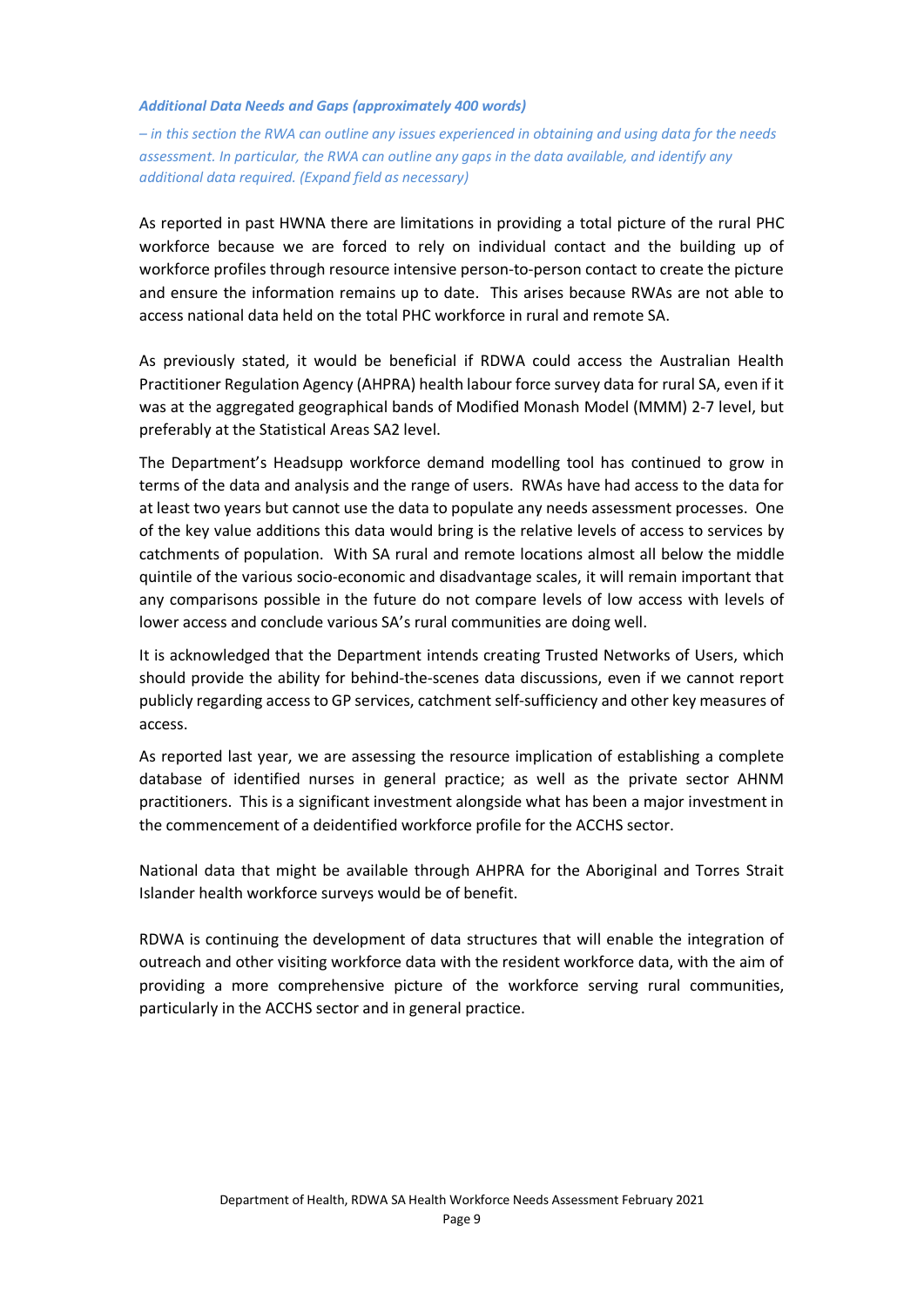***Additional Data Needs and Gaps (approximately 400 words)***

*– in this section the RWA can outline any issues experienced in obtaining and using data for the needs assessment. In particular, the RWA can outline any gaps in the data available, and identify any additional data required. (Expand field as necessary)*

As reported in past HWNA there are limitations in providing a total picture of the rural PHC workforce because we are forced to rely on individual contact and the building up of workforce profiles through resource intensive person-to-person contact to create the picture and ensure the information remains up to date. This arises because RWAs are not able to access national data held on the total PHC workforce in rural and remote SA.

As previously stated, it would be beneficial if RDWA could access the Australian Health Practitioner Regulation Agency (AHPRA) health labour force survey data for rural SA, even if it was at the aggregated geographical bands of Modified Monash Model (MMM) 2-7 level, but preferably at the Statistical Areas SA2 level.

The Department's Headsupp workforce demand modelling tool has continued to grow in terms of the data and analysis and the range of users. RWAs have had access to the data for at least two years but cannot use the data to populate any needs assessment processes. One of the key value additions this data would bring is the relative levels of access to services by catchments of population. With SA rural and remote locations almost all below the middle quintile of the various socio-economic and disadvantage scales, it will remain important that any comparisons possible in the future do not compare levels of low access with levels of lower access and conclude various SA's rural communities are doing well.

It is acknowledged that the Department intends creating Trusted Networks of Users, which should provide the ability for behind-the-scenes data discussions, even if we cannot report publicly regarding access to GP services, catchment self-sufficiency and other key measures of access.

As reported last year, we are assessing the resource implication of establishing a complete database of identified nurses in general practice; as well as the private sector AHNM practitioners. This is a significant investment alongside what has been a major investment in the commencement of a deidentified workforce profile for the ACCHS sector.

National data that might be available through AHPRA for the Aboriginal and Torres Strait Islander health workforce surveys would be of benefit.

RDWA is continuing the development of data structures that will enable the integration of outreach and other visiting workforce data with the resident workforce data, with the aim of providing a more comprehensive picture of the workforce serving rural communities, particularly in the ACCHS sector and in general practice.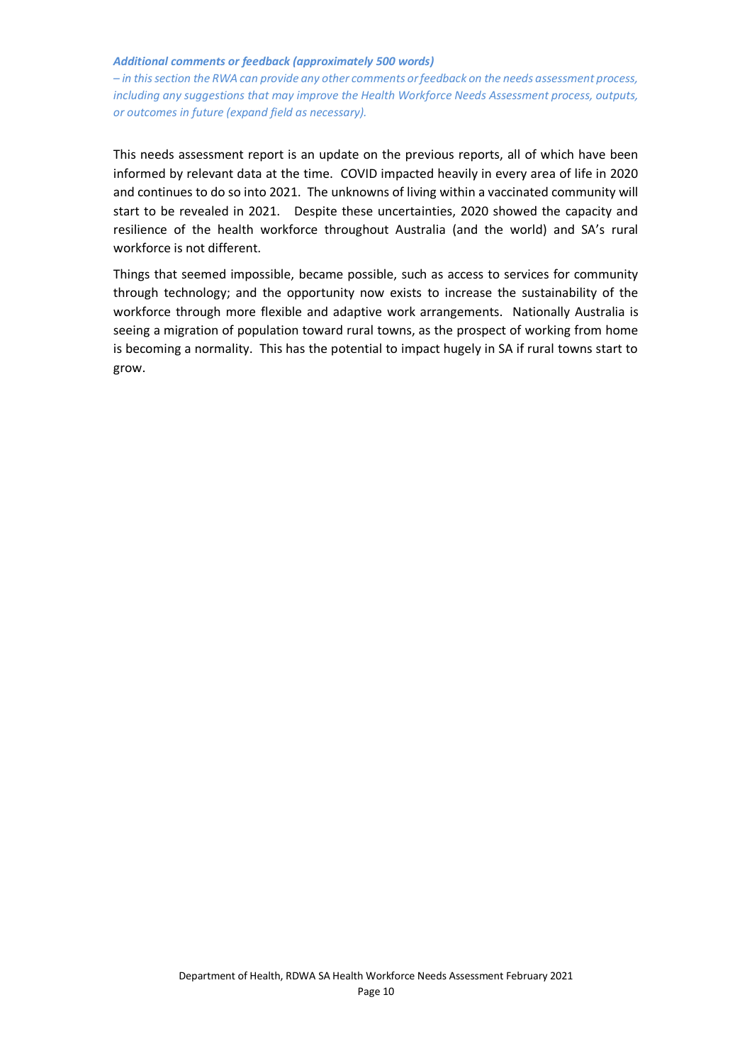***Additional comments or feedback (approximately 500 words)***

*– in this section the RWA can provide any other comments or feedback on the needs assessment process, including any suggestions that may improve the Health Workforce Needs Assessment process, outputs, or outcomes in future (expand field as necessary).*

This needs assessment report is an update on the previous reports, all of which have been informed by relevant data at the time. COVID impacted heavily in every area of life in 2020 and continues to do so into 2021. The unknowns of living within a vaccinated community will start to be revealed in 2021. Despite these uncertainties, 2020 showed the capacity and resilience of the health workforce throughout Australia (and the world) and SA's rural workforce is not different.

Things that seemed impossible, became possible, such as access to services for community through technology; and the opportunity now exists to increase the sustainability of the workforce through more flexible and adaptive work arrangements. Nationally Australia is seeing a migration of population toward rural towns, as the prospect of working from home is becoming a normality. This has the potential to impact hugely in SA if rural towns start to grow.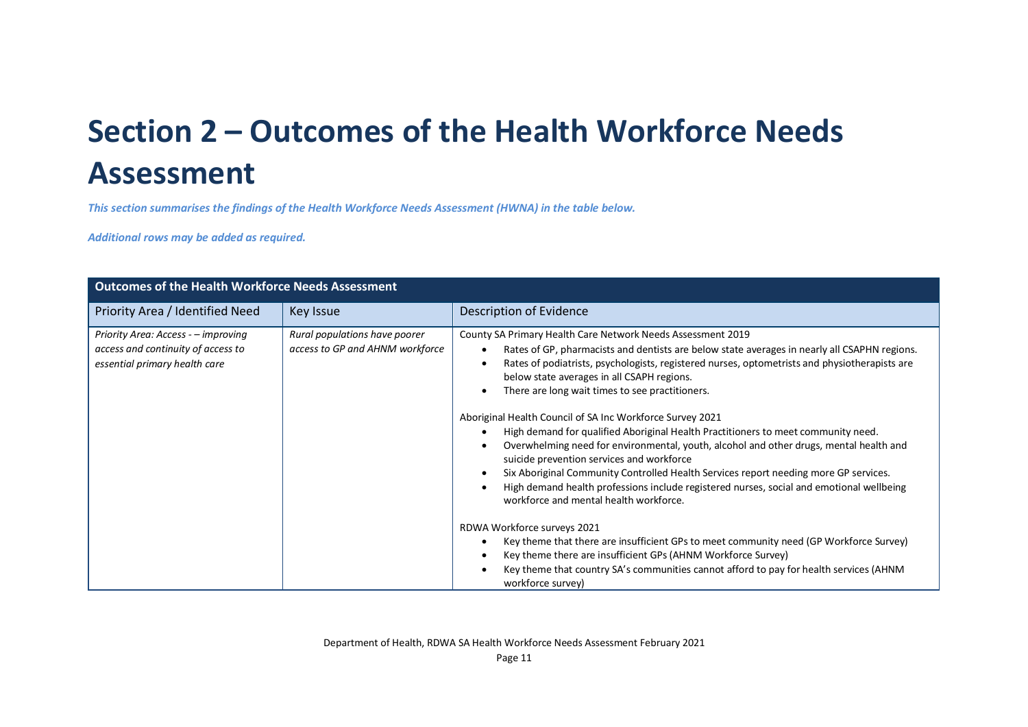# Section 2 – Outcomes of the Health Workforce Needs Assessment

*This section summarises the findings of the Health Workforce Needs Assessment (HWNA) in the table below.*

*Additional rows may be added as required.*

| Outcomes of the Health Workforce Needs Assessment | | |
|---|---|---|
| Priority Area / Identified Need | Key Issue | Description of Evidence |
| *Priority Area: Access - – improving access and continuity of access to essential primary health care* | *Rural populations have poorer access to GP and AHNM workforce* | County SA Primary Health Care Network Needs Assessment 2019<br>• Rates of GP, pharmacists and dentists are below state averages in nearly all CSAPHN regions.<br>• Rates of podiatrists, psychologists, registered nurses, optometrists and physiotherapists are below state averages in all CSAPH regions.<br>• There are long wait times to see practitioners.<br><br>Aboriginal Health Council of SA Inc Workforce Survey 2021<br>• High demand for qualified Aboriginal Health Practitioners to meet community need.<br>• Overwhelming need for environmental, youth, alcohol and other drugs, mental health and suicide prevention services and workforce<br>• Six Aboriginal Community Controlled Health Services report needing more GP services.<br>• High demand health professions include registered nurses, social and emotional wellbeing workforce and mental health workforce.<br><br>RDWA Workforce surveys 2021<br>• Key theme that there are insufficient GPs to meet community need (GP Workforce Survey)<br>• Key theme there are insufficient GPs (AHNM Workforce Survey)<br>• Key theme that country SA's communities cannot afford to pay for health services (AHNM workforce survey) |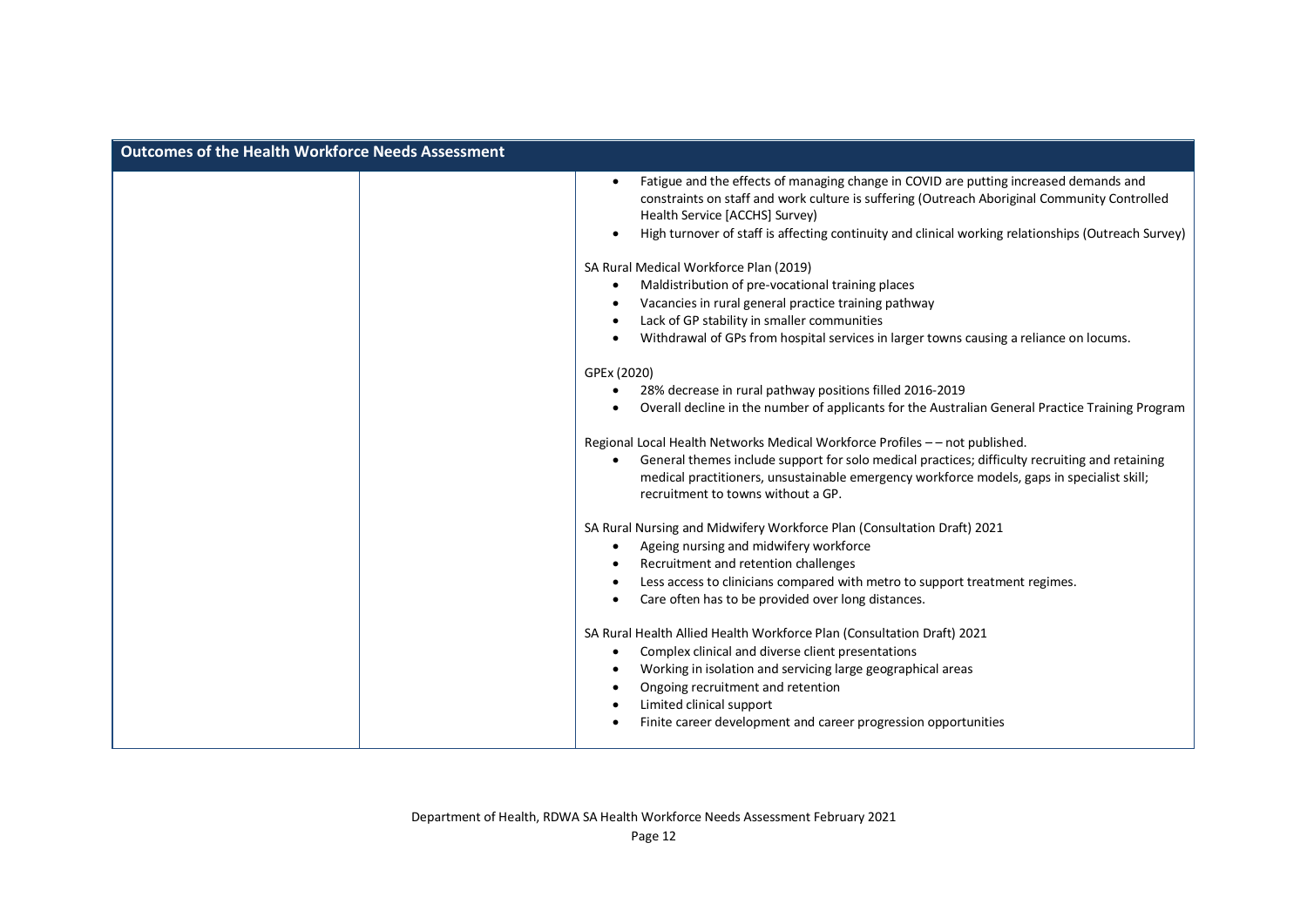| Outcomes of the Health Workforce Needs Assessment | | |
| --- | --- | --- |
| | | • Fatigue and the effects of managing change in COVID are putting increased demands and constraints on staff and work culture is suffering (Outreach Aboriginal Community Controlled Health Service [ACCHS] Survey)<br>• High turnover of staff is affecting continuity and clinical working relationships (Outreach Survey)<br><br>SA Rural Medical Workforce Plan (2019)<br>• Maldistribution of pre-vocational training places<br>• Vacancies in rural general practice training pathway<br>• Lack of GP stability in smaller communities<br>• Withdrawal of GPs from hospital services in larger towns causing a reliance on locums.<br><br>GPEx (2020)<br>• 28% decrease in rural pathway positions filled 2016-2019<br>• Overall decline in the number of applicants for the Australian General Practice Training Program<br><br>Regional Local Health Networks Medical Workforce Profiles – – not published.<br>• General themes include support for solo medical practices; difficulty recruiting and retaining medical practitioners, unsustainable emergency workforce models, gaps in specialist skill; recruitment to towns without a GP.<br><br>SA Rural Nursing and Midwifery Workforce Plan (Consultation Draft) 2021<br>• Ageing nursing and midwifery workforce<br>• Recruitment and retention challenges<br>• Less access to clinicians compared with metro to support treatment regimes.<br>• Care often has to be provided over long distances.<br><br>SA Rural Health Allied Health Workforce Plan (Consultation Draft) 2021<br>• Complex clinical and diverse client presentations<br>• Working in isolation and servicing large geographical areas<br>• Ongoing recruitment and retention<br>• Limited clinical support<br>• Finite career development and career progression opportunities |

Department of Health, RDWA SA Health Workforce Needs Assessment February 2021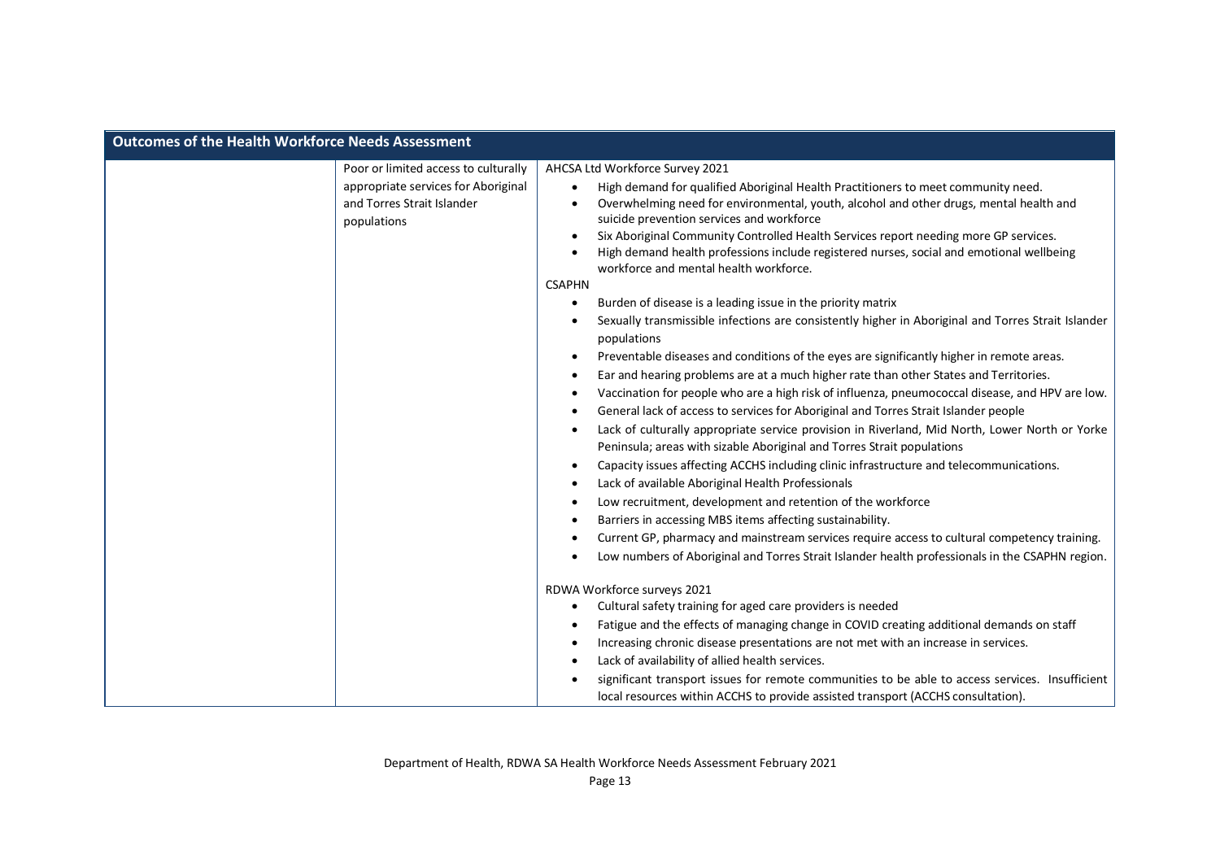| Outcomes of the Health Workforce Needs Assessment | | |
|---|---|---|
| | Poor or limited access to culturally appropriate services for Aboriginal and Torres Strait Islander populations | AHCSA Ltd Workforce Survey 2021<br>• High demand for qualified Aboriginal Health Practitioners to meet community need.<br>• Overwhelming need for environmental, youth, alcohol and other drugs, mental health and suicide prevention services and workforce<br>• Six Aboriginal Community Controlled Health Services report needing more GP services.<br>• High demand health professions include registered nurses, social and emotional wellbeing workforce and mental health workforce.<br>CSAPHN<br>• Burden of disease is a leading issue in the priority matrix<br>• Sexually transmissible infections are consistently higher in Aboriginal and Torres Strait Islander populations<br>• Preventable diseases and conditions of the eyes are significantly higher in remote areas.<br>• Ear and hearing problems are at a much higher rate than other States and Territories.<br>• Vaccination for people who are a high risk of influenza, pneumococcal disease, and HPV are low.<br>• General lack of access to services for Aboriginal and Torres Strait Islander people<br>• Lack of culturally appropriate service provision in Riverland, Mid North, Lower North or Yorke Peninsula; areas with sizable Aboriginal and Torres Strait populations<br>• Capacity issues affecting ACCHS including clinic infrastructure and telecommunications.<br>• Lack of available Aboriginal Health Professionals<br>• Low recruitment, development and retention of the workforce<br>• Barriers in accessing MBS items affecting sustainability.<br>• Current GP, pharmacy and mainstream services require access to cultural competency training.<br>• Low numbers of Aboriginal and Torres Strait Islander health professionals in the CSAPHN region.<br><br>RDWA Workforce surveys 2021<br>• Cultural safety training for aged care providers is needed<br>• Fatigue and the effects of managing change in COVID creating additional demands on staff<br>• Increasing chronic disease presentations are not met with an increase in services.<br>• Lack of availability of allied health services.<br>• significant transport issues for remote communities to be able to access services. Insufficient local resources within ACCHS to provide assisted transport (ACCHS consultation). |

Department of Health, RDWA SA Health Workforce Needs Assessment February 2021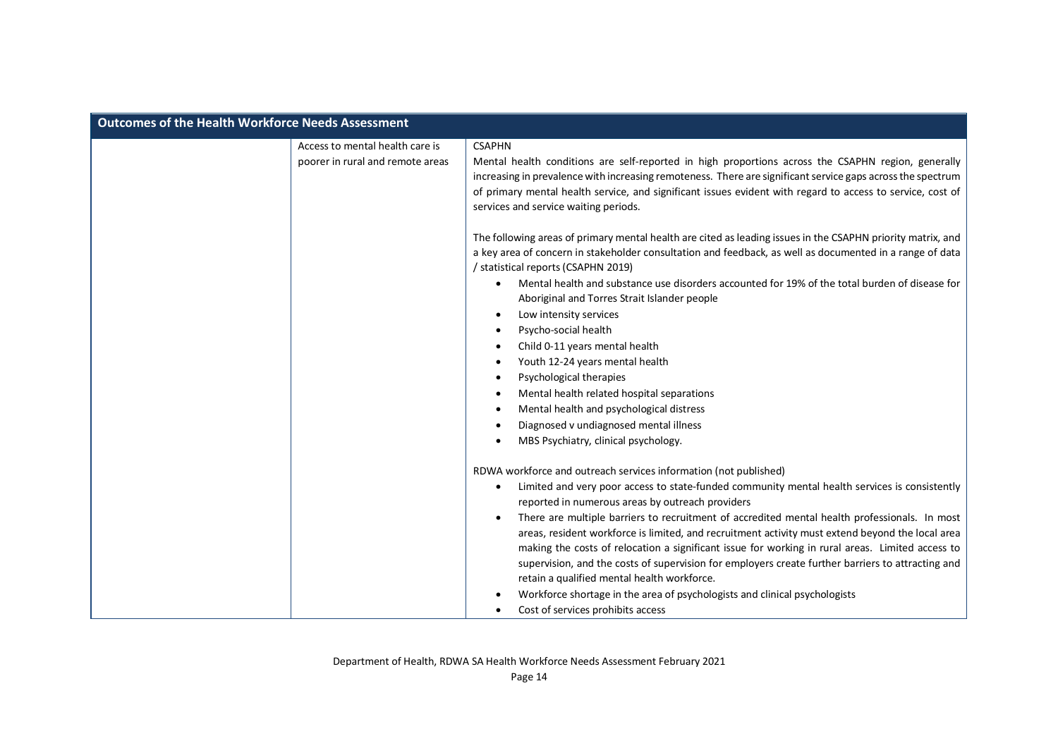| Outcomes of the Health Workforce Needs Assessment | | |
|---|---|---|
| | Access to mental health care is poorer in rural and remote areas | CSAPHN<br>Mental health conditions are self-reported in high proportions across the CSAPHN region, generally increasing in prevalence with increasing remoteness. There are significant service gaps across the spectrum of primary mental health service, and significant issues evident with regard to access to service, cost of services and service waiting periods.<br><br>The following areas of primary mental health are cited as leading issues in the CSAPHN priority matrix, and a key area of concern in stakeholder consultation and feedback, as well as documented in a range of data / statistical reports (CSAPHN 2019)<br>• Mental health and substance use disorders accounted for 19% of the total burden of disease for Aboriginal and Torres Strait Islander people<br>• Low intensity services<br>• Psycho-social health<br>• Child 0-11 years mental health<br>• Youth 12-24 years mental health<br>• Psychological therapies<br>• Mental health related hospital separations<br>• Mental health and psychological distress<br>• Diagnosed v undiagnosed mental illness<br>• MBS Psychiatry, clinical psychology.<br><br>RDWA workforce and outreach services information (not published)<br>• Limited and very poor access to state-funded community mental health services is consistently reported in numerous areas by outreach providers<br>• There are multiple barriers to recruitment of accredited mental health professionals. In most areas, resident workforce is limited, and recruitment activity must extend beyond the local area making the costs of relocation a significant issue for working in rural areas. Limited access to supervision, and the costs of supervision for employers create further barriers to attracting and retain a qualified mental health workforce.<br>• Workforce shortage in the area of psychologists and clinical psychologists<br>• Cost of services prohibits access |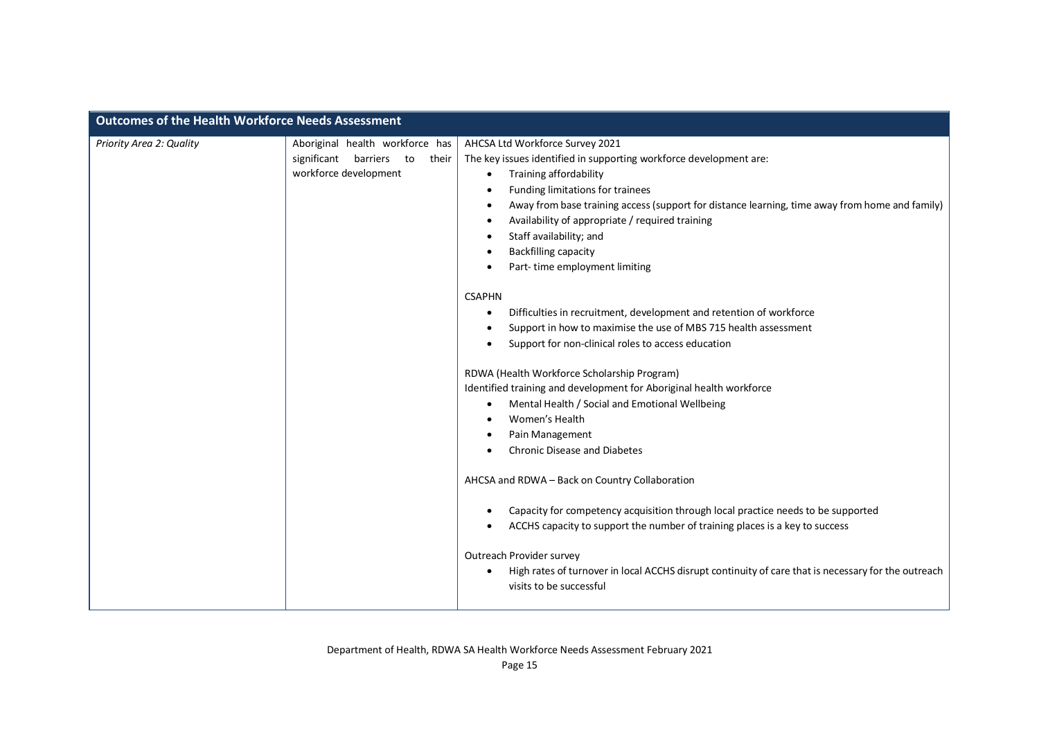| Outcomes of the Health Workforce Needs Assessment | | |
|---|---|---|
| *Priority Area 2: Quality* | Aboriginal health workforce has significant barriers to their workforce development | AHCSA Ltd Workforce Survey 2021<br>The key issues identified in supporting workforce development are:<br>• Training affordability<br>• Funding limitations for trainees<br>• Away from base training access (support for distance learning, time away from home and family)<br>• Availability of appropriate / required training<br>• Staff availability; and<br>• Backfilling capacity<br>• Part- time employment limiting<br><br>CSAPHN<br>• Difficulties in recruitment, development and retention of workforce<br>• Support in how to maximise the use of MBS 715 health assessment<br>• Support for non-clinical roles to access education<br><br>RDWA (Health Workforce Scholarship Program)<br>Identified training and development for Aboriginal health workforce<br>• Mental Health / Social and Emotional Wellbeing<br>• Women's Health<br>• Pain Management<br>• Chronic Disease and Diabetes<br><br>AHCSA and RDWA – Back on Country Collaboration<br>• Capacity for competency acquisition through local practice needs to be supported<br>• ACCHS capacity to support the number of training places is a key to success<br><br>Outreach Provider survey<br>• High rates of turnover in local ACCHS disrupt continuity of care that is necessary for the outreach visits to be successful |

Department of Health, RDWA SA Health Workforce Needs Assessment February 2021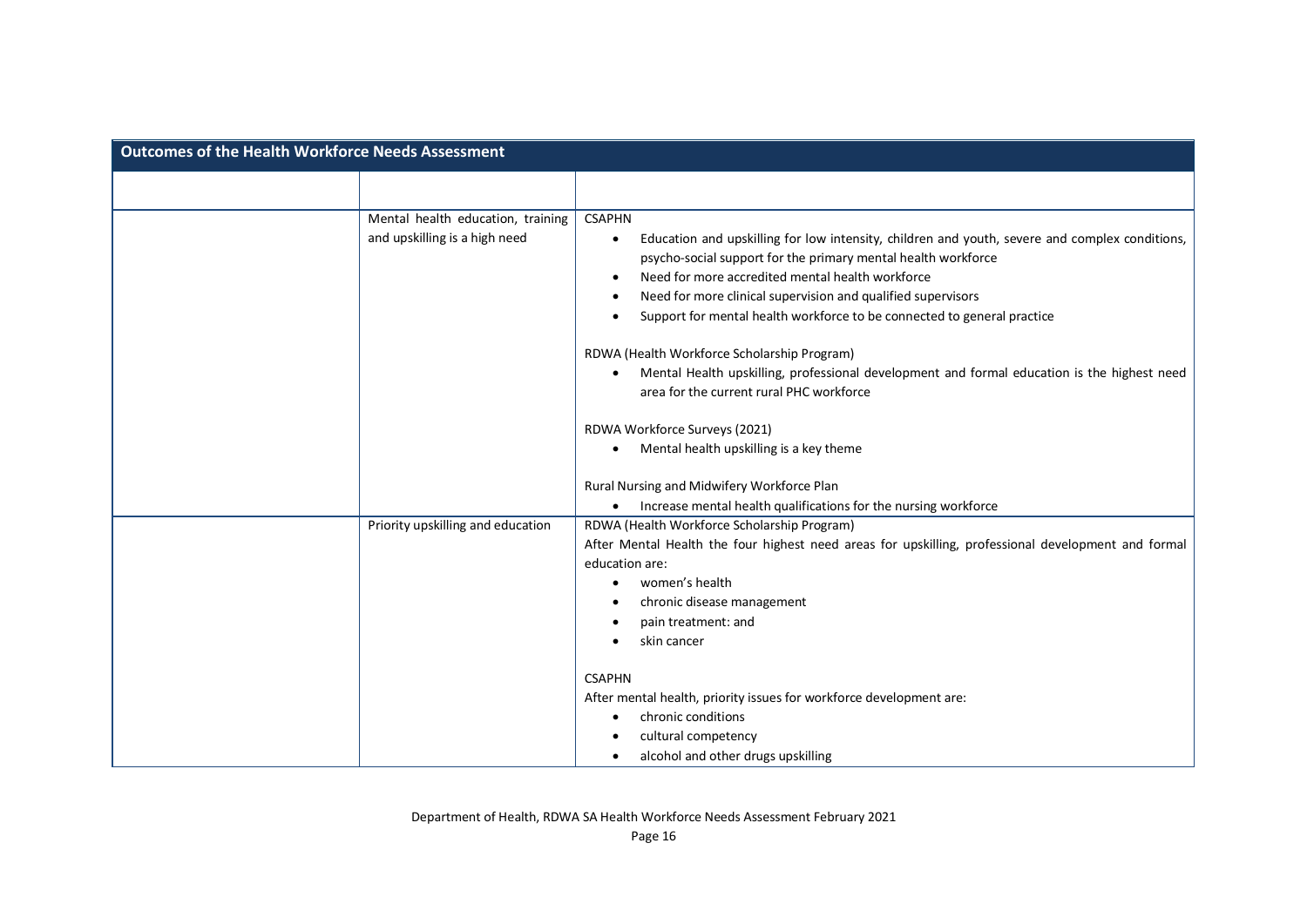| Outcomes of the Health Workforce Needs Assessment | | |
|---|---|---|
| | | |
| | Mental health education, training and upskilling is a high need | CSAPHN<br>• Education and upskilling for low intensity, children and youth, severe and complex conditions, psycho-social support for the primary mental health workforce<br>• Need for more accredited mental health workforce<br>• Need for more clinical supervision and qualified supervisors<br>• Support for mental health workforce to be connected to general practice<br><br>RDWA (Health Workforce Scholarship Program)<br>• Mental Health upskilling, professional development and formal education is the highest need area for the current rural PHC workforce<br><br>RDWA Workforce Surveys (2021)<br>• Mental health upskilling is a key theme<br><br>Rural Nursing and Midwifery Workforce Plan<br>• Increase mental health qualifications for the nursing workforce |
| | Priority upskilling and education | RDWA (Health Workforce Scholarship Program)<br>After Mental Health the four highest need areas for upskilling, professional development and formal education are:<br>• women's health<br>• chronic disease management<br>• pain treatment: and<br>• skin cancer<br><br>CSAPHN<br>After mental health, priority issues for workforce development are:<br>• chronic conditions<br>• cultural competency<br>• alcohol and other drugs upskilling |

Department of Health, RDWA SA Health Workforce Needs Assessment February 2021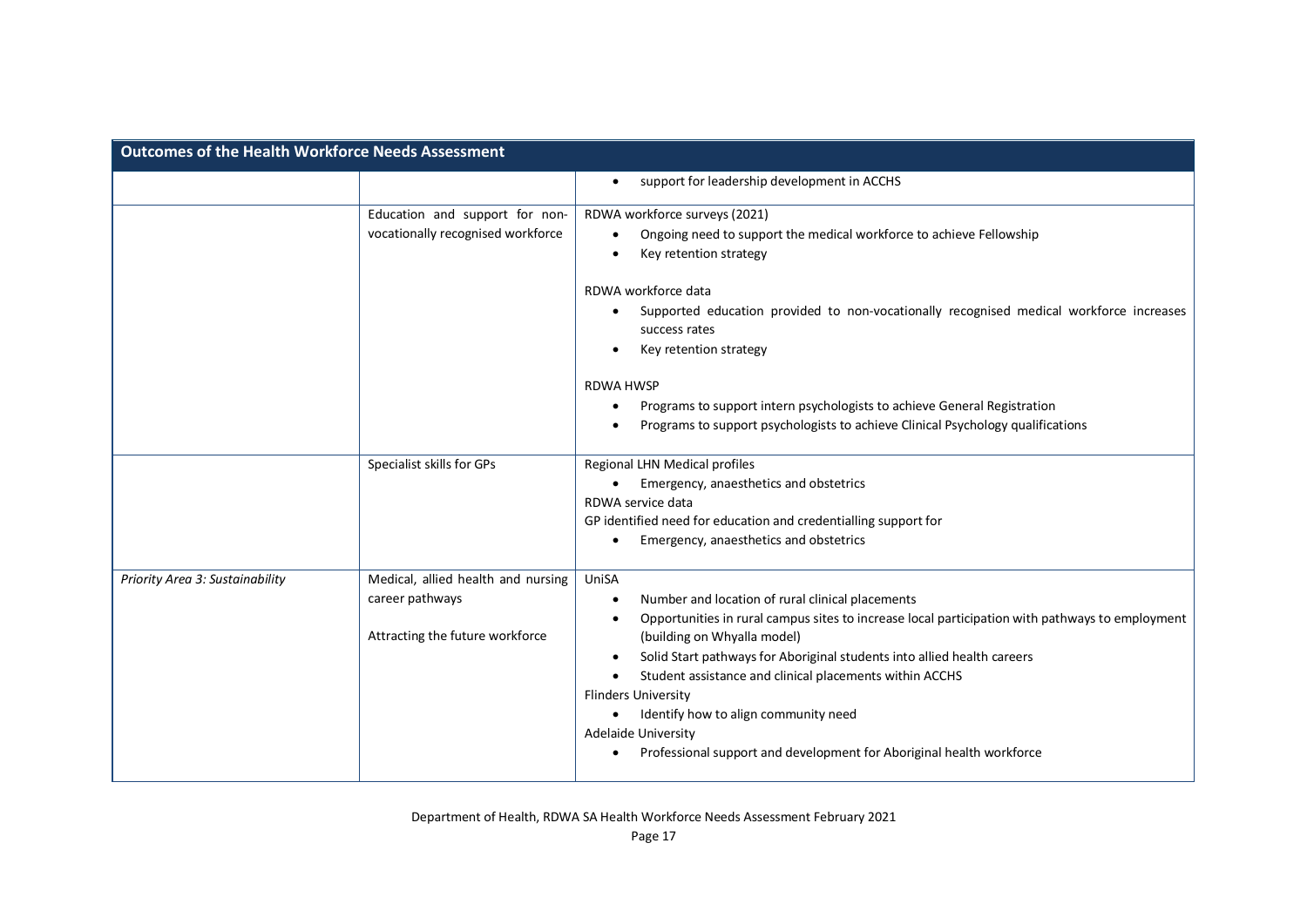| Outcomes of the Health Workforce Needs Assessment | | |
|---|---|---|
| | | • support for leadership development in ACCHS |
| | Education and support for non-vocationally recognised workforce | RDWA workforce surveys (2021)<br>• Ongoing need to support the medical workforce to achieve Fellowship<br>• Key retention strategy<br><br>RDWA workforce data<br>• Supported education provided to non-vocationally recognised medical workforce increases success rates<br>• Key retention strategy<br><br>RDWA HWSP<br>• Programs to support intern psychologists to achieve General Registration<br>• Programs to support psychologists to achieve Clinical Psychology qualifications |
| | Specialist skills for GPs | Regional LHN Medical profiles<br>• Emergency, anaesthetics and obstetrics<br>RDWA service data<br>GP identified need for education and credentialling support for<br>• Emergency, anaesthetics and obstetrics |
| *Priority Area 3: Sustainability* | Medical, allied health and nursing career pathways<br><br>Attracting the future workforce | UniSA<br>• Number and location of rural clinical placements<br>• Opportunities in rural campus sites to increase local participation with pathways to employment (building on Whyalla model)<br>• Solid Start pathways for Aboriginal students into allied health careers<br>• Student assistance and clinical placements within ACCHS<br>Flinders University<br>• Identify how to align community need<br>Adelaide University<br>• Professional support and development for Aboriginal health workforce |

Department of Health, RDWA SA Health Workforce Needs Assessment February 2021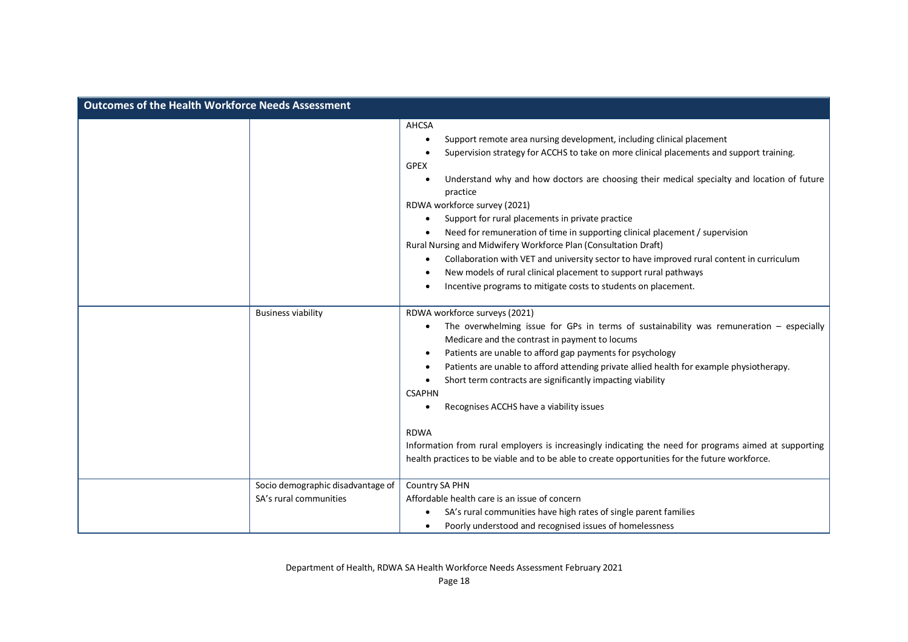| Outcomes of the Health Workforce Needs Assessment | | |
|---|---|---|
| | | AHCSA<br>• Support remote area nursing development, including clinical placement<br>• Supervision strategy for ACCHS to take on more clinical placements and support training.<br>GPEX<br>• Understand why and how doctors are choosing their medical specialty and location of future practice<br>RDWA workforce survey (2021)<br>• Support for rural placements in private practice<br>• Need for remuneration of time in supporting clinical placement / supervision<br>Rural Nursing and Midwifery Workforce Plan (Consultation Draft)<br>• Collaboration with VET and university sector to have improved rural content in curriculum<br>• New models of rural clinical placement to support rural pathways<br>• Incentive programs to mitigate costs to students on placement. |
| | Business viability | RDWA workforce surveys (2021)<br>• The overwhelming issue for GPs in terms of sustainability was remuneration – especially Medicare and the contrast in payment to locums<br>• Patients are unable to afford gap payments for psychology<br>• Patients are unable to afford attending private allied health for example physiotherapy.<br>• Short term contracts are significantly impacting viability<br>CSAPHN<br>• Recognises ACCHS have a viability issues<br><br>RDWA<br>Information from rural employers is increasingly indicating the need for programs aimed at supporting health practices to be viable and to be able to create opportunities for the future workforce. |
| | Socio demographic disadvantage of SA's rural communities | Country SA PHN<br>Affordable health care is an issue of concern<br>• SA's rural communities have high rates of single parent families<br>• Poorly understood and recognised issues of homelessness |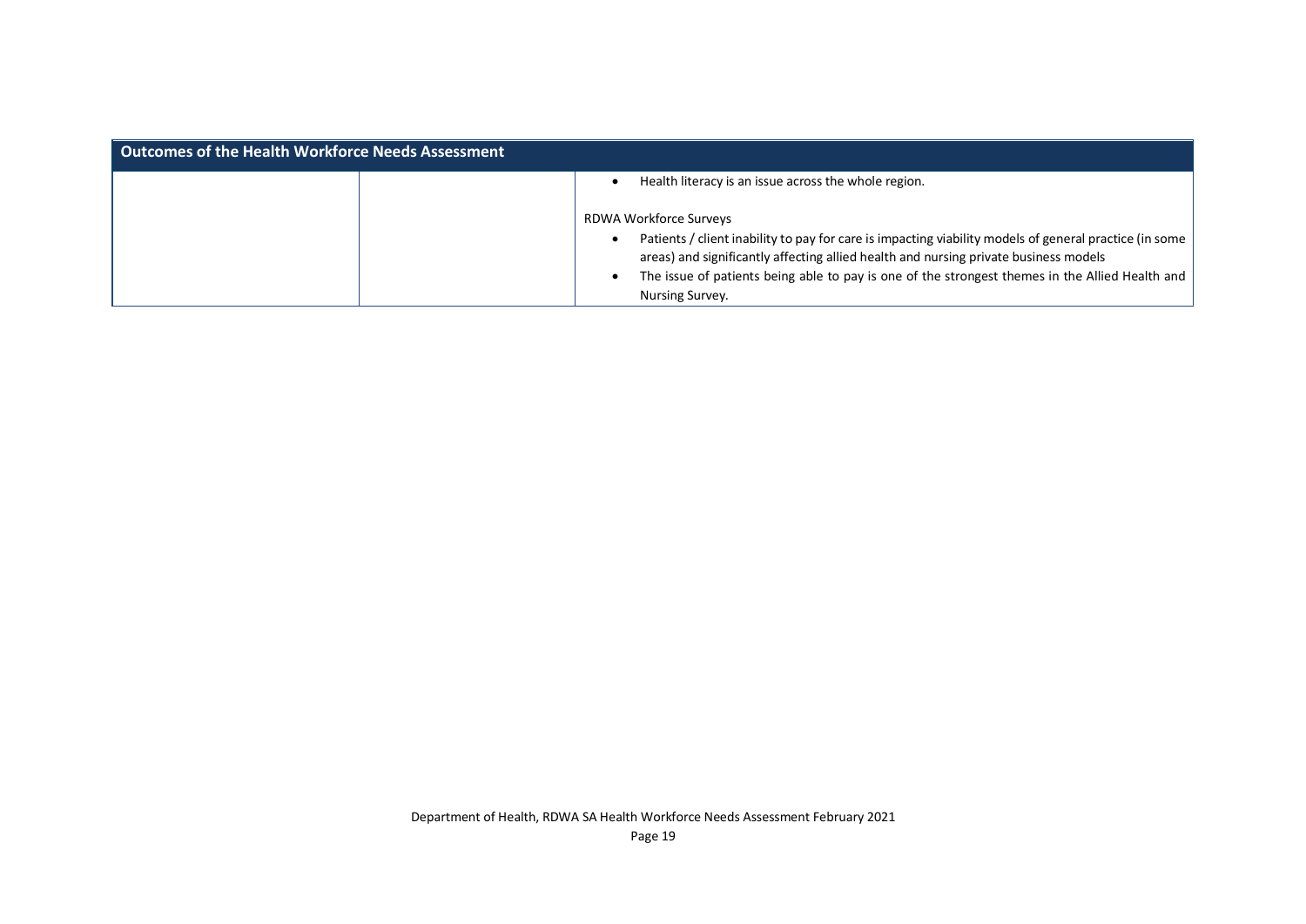| Outcomes of the Health Workforce Needs Assessment | | |
|---|---|---|
| | | • Health literacy is an issue across the whole region.<br><br>RDWA Workforce Surveys<br>• Patients / client inability to pay for care is impacting viability models of general practice (in some areas) and significantly affecting allied health and nursing private business models<br>• The issue of patients being able to pay is one of the strongest themes in the Allied Health and Nursing Survey. |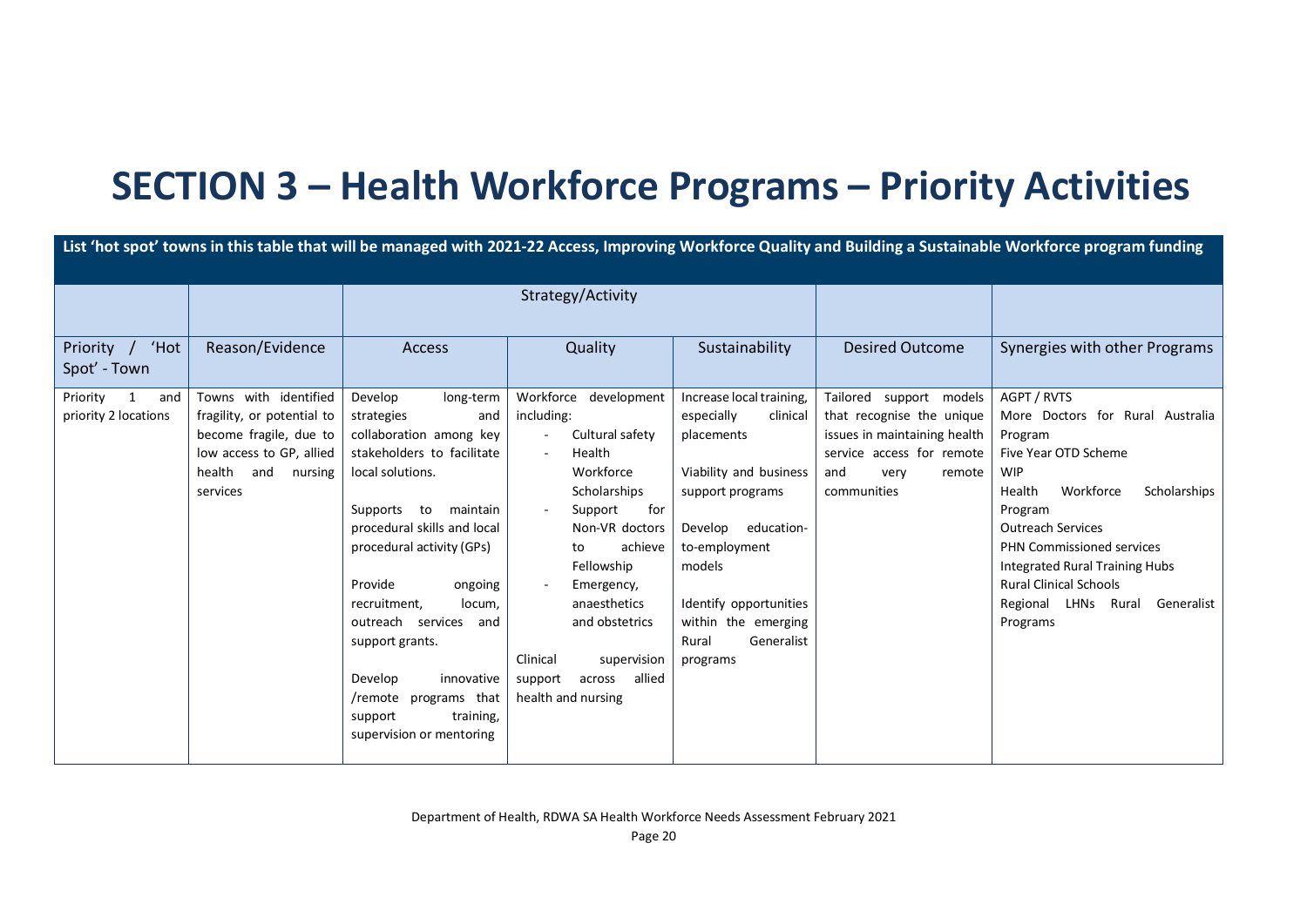# SECTION 3 – Health Workforce Programs – Priority Activities

| List 'hot spot' towns in this table that will be managed with 2021-22 Access, Improving Workforce Quality and Building a Sustainable Workforce program funding | | | | | | |
|---|---|---|---|---|---|---|
| | | Strategy/Activity | | | | |
| Priority / 'Hot Spot' - Town | Reason/Evidence | Access | Quality | Sustainability | Desired Outcome | Synergies with other Programs |
| Priority 1 and priority 2 locations | Towns with identified fragility, or potential to become fragile, due to low access to GP, allied health and nursing services | Develop long-term strategies and collaboration among key stakeholders to facilitate local solutions.<br><br>Supports to maintain procedural skills and local procedural activity (GPs)<br><br>Provide ongoing recruitment, locum, outreach services and support grants.<br><br>Develop innovative /remote programs that support training, supervision or mentoring | Workforce development including:<br>- Cultural safety<br>- Health Workforce Scholarships<br>- Support for Non-VR doctors to achieve Fellowship<br>- Emergency, anaesthetics and obstetrics<br><br>Clinical supervision support across allied health and nursing | Increase local training, especially clinical placements<br><br>Viability and business support programs<br><br>Develop education-to-employment models<br><br>Identify opportunities within the emerging Rural Generalist programs | Tailored support models that recognise the unique issues in maintaining health service access for remote and very remote communities | AGPT / RVTS<br>More Doctors for Rural Australia Program<br>Five Year OTD Scheme<br>WIP<br>Health Workforce Scholarships Program<br>Outreach Services<br>PHN Commissioned services<br>Integrated Rural Training Hubs<br>Rural Clinical Schools<br>Regional LHNs Rural Generalist Programs |

Department of Health, RDWA SA Health Workforce Needs Assessment February 2021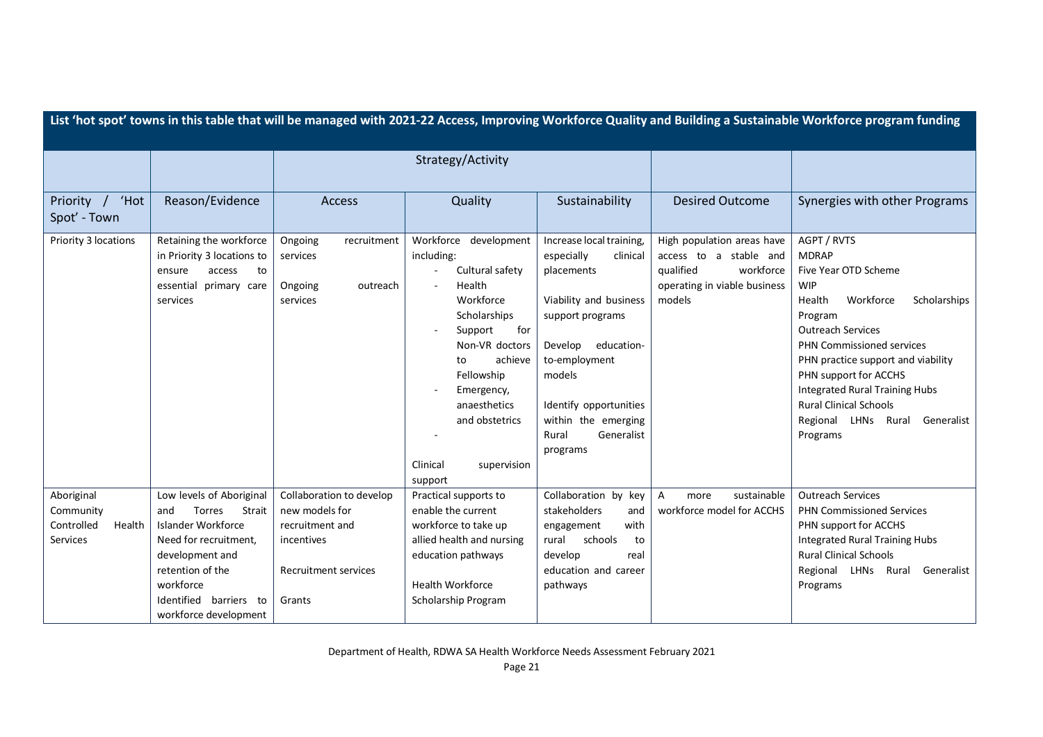| List 'hot spot' towns in this table that will be managed with 2021-22 Access, Improving Workforce Quality and Building a Sustainable Workforce program funding | | | | | | |
|---|---|---|---|---|---|---|
| | | Strategy/Activity | | | | |
| Priority / 'Hot Spot' - Town | Reason/Evidence | Access | Quality | Sustainability | Desired Outcome | Synergies with other Programs |
| Priority 3 locations | Retaining the workforce in Priority 3 locations to ensure access to essential primary care services | Ongoing recruitment services<br><br>Ongoing outreach services | Workforce development including:<br>- Cultural safety<br>- Health Workforce Scholarships<br>- Support for Non-VR doctors to achieve Fellowship<br>- Emergency, anaesthetics and obstetrics<br>-<br><br>Clinical supervision support | Increase local training, especially clinical placements<br><br>Viability and business support programs<br><br>Develop education-to-employment models<br><br>Identify opportunities within the emerging Rural Generalist programs | High population areas have access to a stable and qualified workforce operating in viable business models | AGPT / RVTS<br>MDRAP<br>Five Year OTD Scheme<br>WIP<br>Health Workforce Scholarships Program<br>Outreach Services<br>PHN Commissioned services<br>PHN practice support and viability<br>PHN support for ACCHS<br>Integrated Rural Training Hubs<br>Rural Clinical Schools<br>Regional LHNs Rural Generalist Programs |
| Aboriginal Community Controlled Health Services | Low levels of Aboriginal and Torres Strait Islander Workforce<br>Need for recruitment, development and retention of the workforce<br>Identified barriers to workforce development | Collaboration to develop new models for recruitment and incentives<br><br>Recruitment services<br><br>Grants | Practical supports to enable the current workforce to take up allied health and nursing education pathways<br><br>Health Workforce Scholarship Program | Collaboration by key stakeholders and engagement with rural schools to develop real education and career pathways | A more sustainable workforce model for ACCHS | Outreach Services<br>PHN Commissioned Services<br>PHN support for ACCHS<br>Integrated Rural Training Hubs<br>Rural Clinical Schools<br>Regional LHNs Rural Generalist Programs |

Department of Health, RDWA SA Health Workforce Needs Assessment February 2021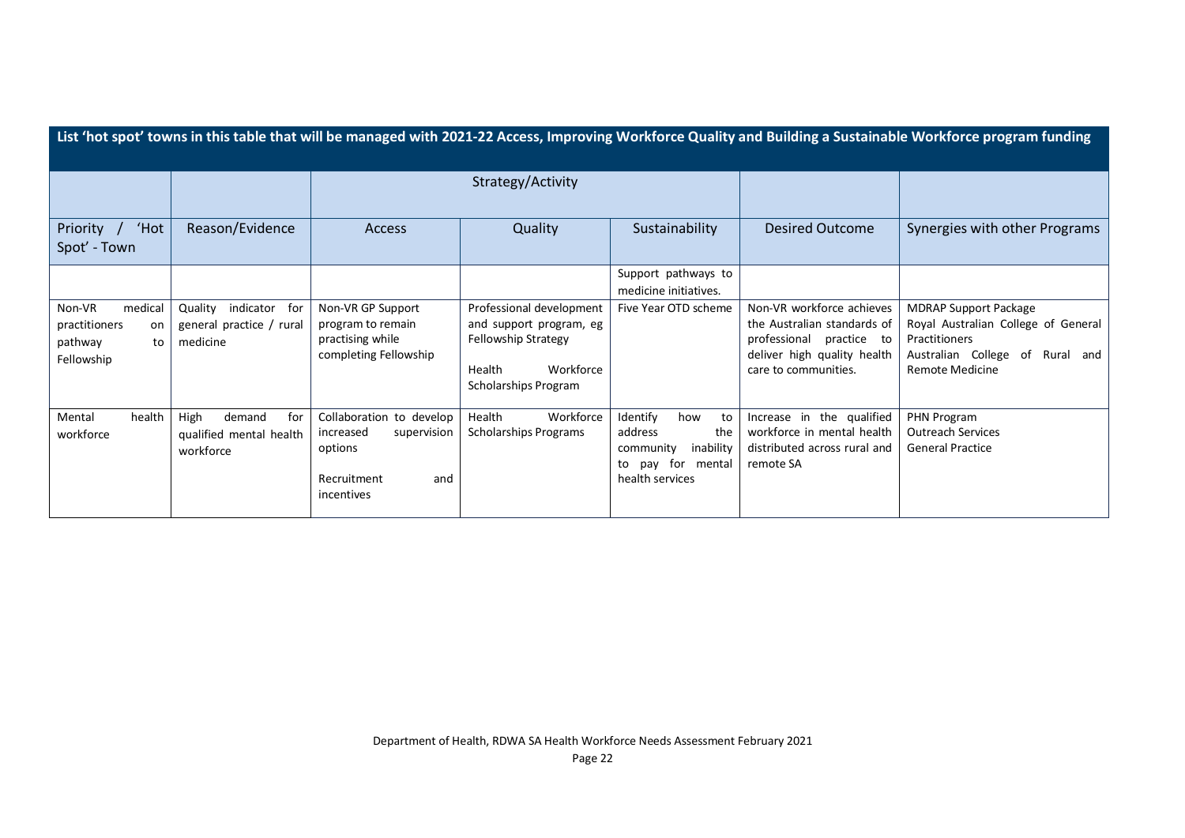| List 'hot spot' towns in this table that will be managed with 2021-22 Access, Improving Workforce Quality and Building a Sustainable Workforce program funding | | | | | | |
|---|---|---|---|---|---|---|
| | | Strategy/Activity | | | | |
| Priority / 'Hot Spot' - Town | Reason/Evidence | Access | Quality | Sustainability | Desired Outcome | Synergies with other Programs |
| | | | | Support pathways to medicine initiatives. | | |
| Non-VR medical practitioners on pathway to Fellowship | Quality indicator for general practice / rural medicine | Non-VR GP Support program to remain practising while completing Fellowship | Professional development and support program, eg Fellowship Strategy<br><br>Health Workforce Scholarships Program | Five Year OTD scheme | Non-VR workforce achieves the Australian standards of professional practice to deliver high quality health care to communities. | MDRAP Support Package<br>Royal Australian College of General Practitioners<br>Australian College of Rural and Remote Medicine |
| Mental health workforce | High demand for qualified mental health workforce | Collaboration to develop increased supervision options<br><br>Recruitment and incentives | Health Workforce Scholarships Programs | Identify how to address the community inability to pay for mental health services | Increase in the qualified workforce in mental health distributed across rural and remote SA | PHN Program<br>Outreach Services<br>General Practice |

Department of Health, RDWA SA Health Workforce Needs Assessment February 2021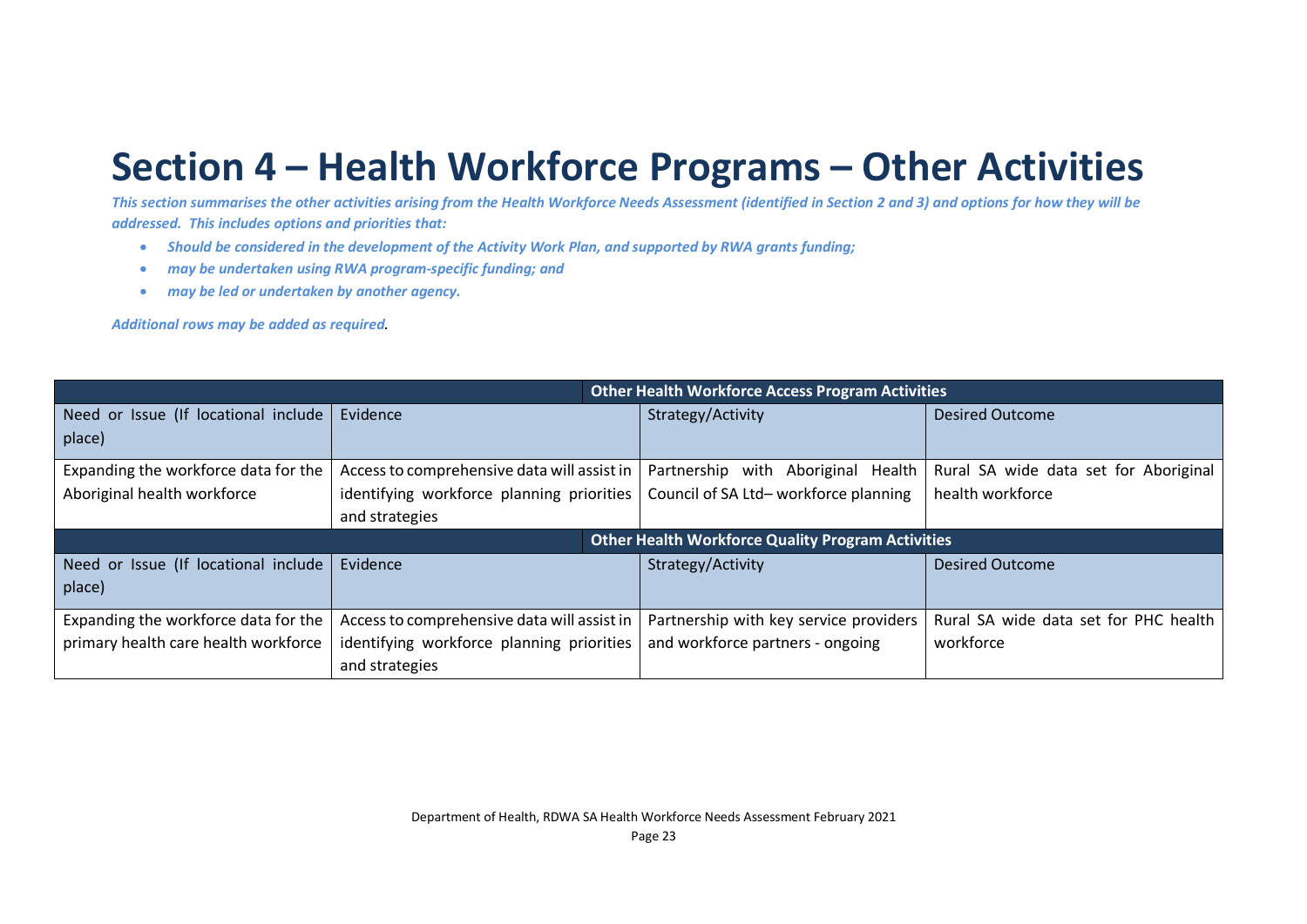# Section 4 – Health Workforce Programs – Other Activities

***This section summarises the other activities arising from the Health Workforce Needs Assessment (identified in Section 2 and 3) and options for how they will be addressed. This includes options and priorities that:***

- ***Should be considered in the development of the Activity Work Plan, and supported by RWA grants funding;***
- ***may be undertaken using RWA program-specific funding; and***
- ***may be led or undertaken by another agency.***

***Additional rows may be added as required.***

| **Other Health Workforce Access Program Activities** | | | |
|---|---|---|---|
| Need or Issue (If locational include place) | Evidence | Strategy/Activity | Desired Outcome |
| Expanding the workforce data for the Aboriginal health workforce | Access to comprehensive data will assist in identifying workforce planning priorities and strategies | Partnership with Aboriginal Health Council of SA Ltd– workforce planning | Rural SA wide data set for Aboriginal health workforce |
| **Other Health Workforce Quality Program Activities** | | | |
| Need or Issue (If locational include place) | Evidence | Strategy/Activity | Desired Outcome |
| Expanding the workforce data for the primary health care health workforce | Access to comprehensive data will assist in identifying workforce planning priorities and strategies | Partnership with key service providers and workforce partners - ongoing | Rural SA wide data set for PHC health workforce |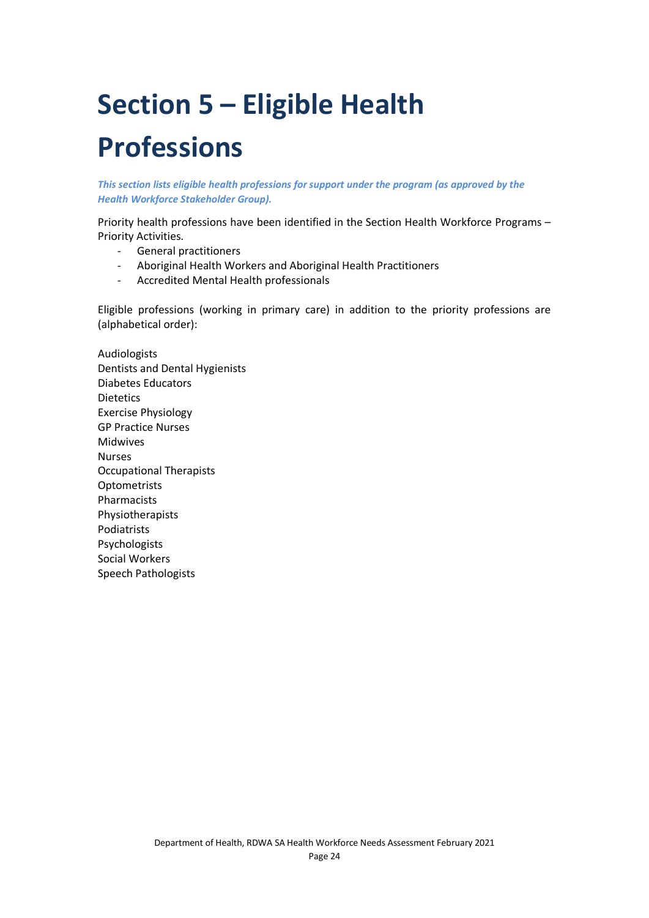# Section 5 – Eligible Health Professions

***This section lists eligible health professions for support under the program (as approved by the Health Workforce Stakeholder Group).***

Priority health professions have been identified in the Section Health Workforce Programs – Priority Activities.

- General practitioners
- Aboriginal Health Workers and Aboriginal Health Practitioners
- Accredited Mental Health professionals

Eligible professions (working in primary care) in addition to the priority professions are (alphabetical order):

Audiologists  
Dentists and Dental Hygienists  
Diabetes Educators  
Dietetics  
Exercise Physiology  
GP Practice Nurses  
Midwives  
Nurses  
Occupational Therapists  
Optometrists  
Pharmacists  
Physiotherapists  
Podiatrists  
Psychologists  
Social Workers  
Speech Pathologists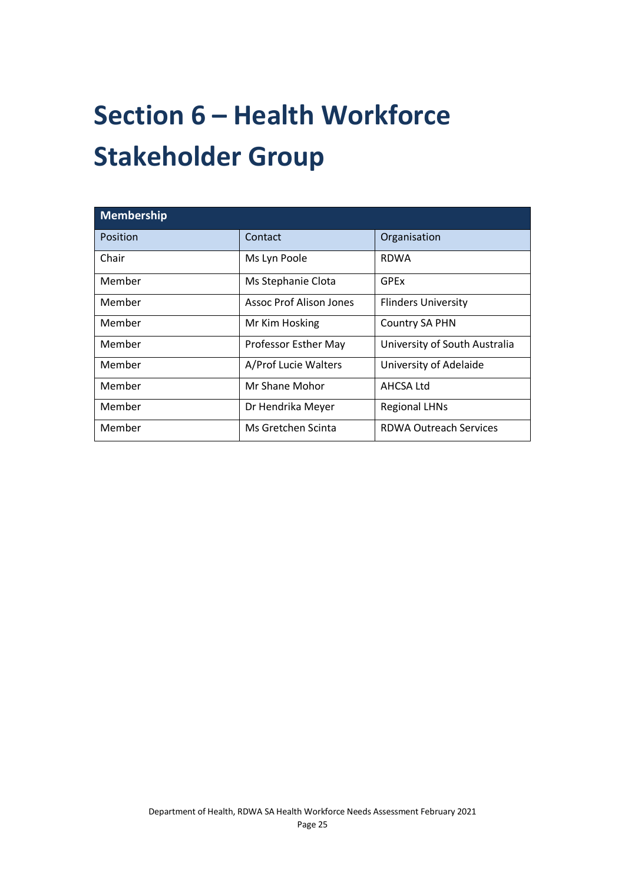# Section 6 – Health Workforce Stakeholder Group

| Membership | | |
|---|---|---|
| Position | Contact | Organisation |
| Chair | Ms Lyn Poole | RDWA |
| Member | Ms Stephanie Clota | GPEx |
| Member | Assoc Prof Alison Jones | Flinders University |
| Member | Mr Kim Hosking | Country SA PHN |
| Member | Professor Esther May | University of South Australia |
| Member | A/Prof Lucie Walters | University of Adelaide |
| Member | Mr Shane Mohor | AHCSA Ltd |
| Member | Dr Hendrika Meyer | Regional LHNs |
| Member | Ms Gretchen Scinta | RDWA Outreach Services |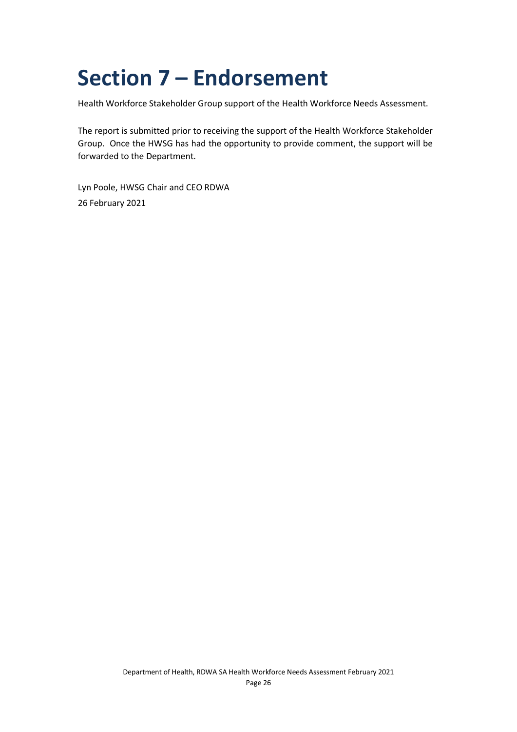# Section 7 – Endorsement

Health Workforce Stakeholder Group support of the Health Workforce Needs Assessment.

The report is submitted prior to receiving the support of the Health Workforce Stakeholder Group. Once the HWSG has had the opportunity to provide comment, the support will be forwarded to the Department.

Lyn Poole, HWSG Chair and CEO RDWA
26 February 2021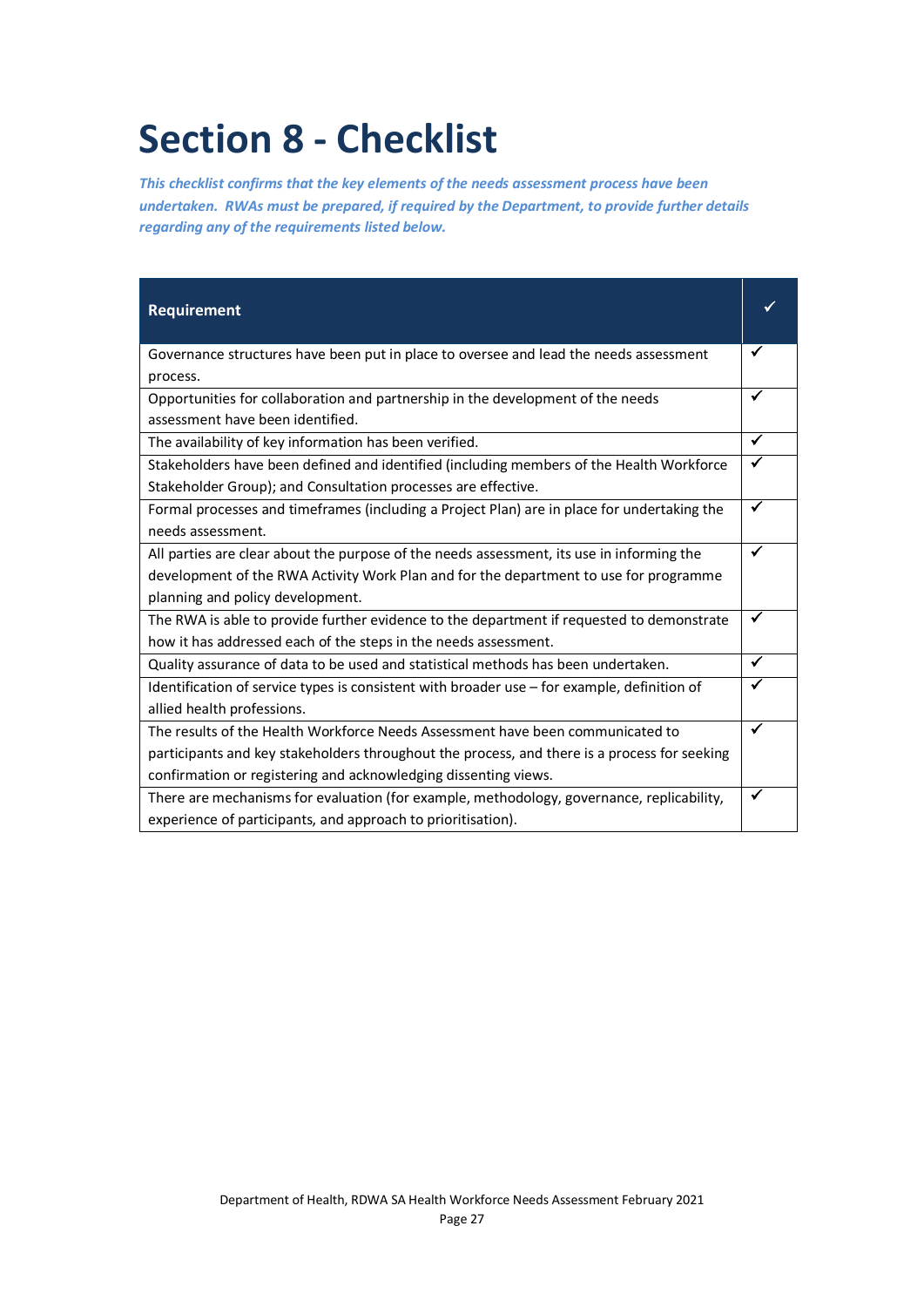# Section 8 - Checklist

***This checklist confirms that the key elements of the needs assessment process have been undertaken. RWAs must be prepared, if required by the Department, to provide further details regarding any of the requirements listed below.***

| Requirement | ✓ |
|---|---|
| Governance structures have been put in place to oversee and lead the needs assessment process. | ✓ |
| Opportunities for collaboration and partnership in the development of the needs assessment have been identified. | ✓ |
| The availability of key information has been verified. | ✓ |
| Stakeholders have been defined and identified (including members of the Health Workforce Stakeholder Group); and Consultation processes are effective. | ✓ |
| Formal processes and timeframes (including a Project Plan) are in place for undertaking the needs assessment. | ✓ |
| All parties are clear about the purpose of the needs assessment, its use in informing the development of the RWA Activity Work Plan and for the department to use for programme planning and policy development. | ✓ |
| The RWA is able to provide further evidence to the department if requested to demonstrate how it has addressed each of the steps in the needs assessment. | ✓ |
| Quality assurance of data to be used and statistical methods has been undertaken. | ✓ |
| Identification of service types is consistent with broader use – for example, definition of allied health professions. | ✓ |
| The results of the Health Workforce Needs Assessment have been communicated to participants and key stakeholders throughout the process, and there is a process for seeking confirmation or registering and acknowledging dissenting views. | ✓ |
| There are mechanisms for evaluation (for example, methodology, governance, replicability, experience of participants, and approach to prioritisation). | ✓ |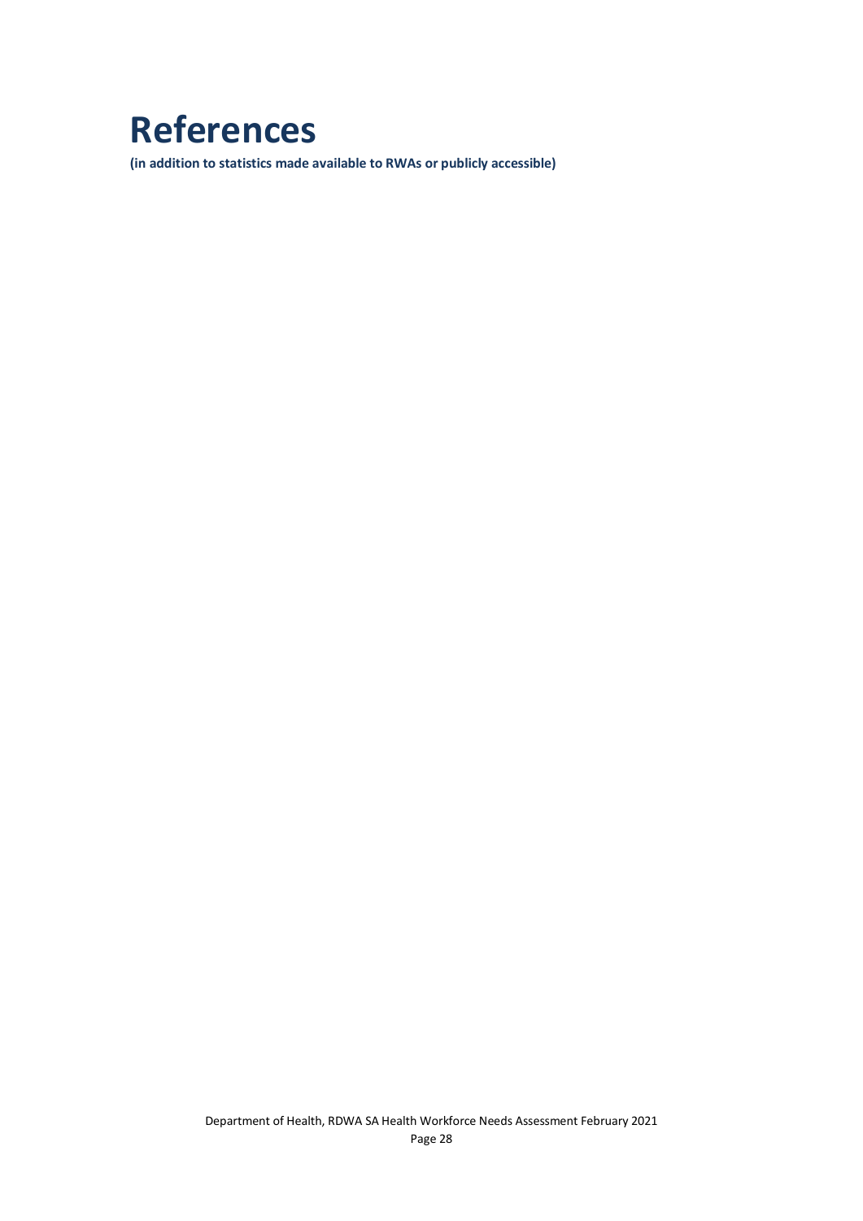# References

**(in addition to statistics made available to RWAs or publicly accessible)**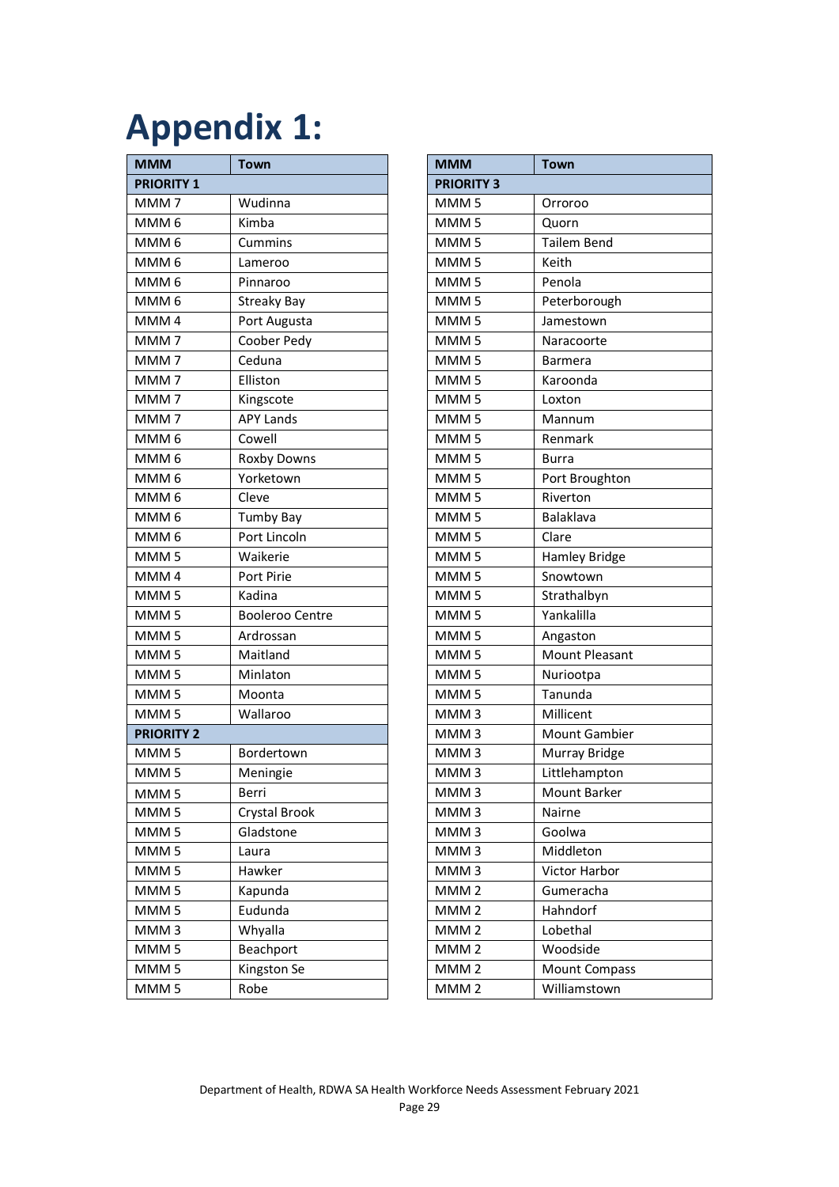# Appendix 1:

| MMM | Town |
|---|---|
| **PRIORITY 1** | |
| MMM 7 | Wudinna |
| MMM 6 | Kimba |
| MMM 6 | Cummins |
| MMM 6 | Lameroo |
| MMM 6 | Pinnaroo |
| MMM 6 | Streaky Bay |
| MMM 4 | Port Augusta |
| MMM 7 | Coober Pedy |
| MMM 7 | Ceduna |
| MMM 7 | Elliston |
| MMM 7 | Kingscote |
| MMM 7 | APY Lands |
| MMM 6 | Cowell |
| MMM 6 | Roxby Downs |
| MMM 6 | Yorketown |
| MMM 6 | Cleve |
| MMM 6 | Tumby Bay |
| MMM 6 | Port Lincoln |
| MMM 5 | Waikerie |
| MMM 4 | Port Pirie |
| MMM 5 | Kadina |
| MMM 5 | Booleroo Centre |
| MMM 5 | Ardrossan |
| MMM 5 | Maitland |
| MMM 5 | Minlaton |
| MMM 5 | Moonta |
| MMM 5 | Wallaroo |
| **PRIORITY 2** | |
| MMM 5 | Bordertown |
| MMM 5 | Meningie |
| MMM 5 | Berri |
| MMM 5 | Crystal Brook |
| MMM 5 | Gladstone |
| MMM 5 | Laura |
| MMM 5 | Hawker |
| MMM 5 | Kapunda |
| MMM 5 | Eudunda |
| MMM 3 | Whyalla |
| MMM 5 | Beachport |
| MMM 5 | Kingston Se |
| MMM 5 | Robe |

| MMM | Town |
|---|---|
| **PRIORITY 3** | |
| MMM 5 | Orroroo |
| MMM 5 | Quorn |
| MMM 5 | Tailem Bend |
| MMM 5 | Keith |
| MMM 5 | Penola |
| MMM 5 | Peterborough |
| MMM 5 | Jamestown |
| MMM 5 | Naracoorte |
| MMM 5 | Barmera |
| MMM 5 | Karoonda |
| MMM 5 | Loxton |
| MMM 5 | Mannum |
| MMM 5 | Renmark |
| MMM 5 | Burra |
| MMM 5 | Port Broughton |
| MMM 5 | Riverton |
| MMM 5 | Balaklava |
| MMM 5 | Clare |
| MMM 5 | Hamley Bridge |
| MMM 5 | Snowtown |
| MMM 5 | Strathalbyn |
| MMM 5 | Yankalilla |
| MMM 5 | Angaston |
| MMM 5 | Mount Pleasant |
| MMM 5 | Nuriootpa |
| MMM 5 | Tanunda |
| MMM 3 | Millicent |
| MMM 3 | Mount Gambier |
| MMM 3 | Murray Bridge |
| MMM 3 | Littlehampton |
| MMM 3 | Mount Barker |
| MMM 3 | Nairne |
| MMM 3 | Goolwa |
| MMM 3 | Middleton |
| MMM 3 | Victor Harbor |
| MMM 2 | Gumeracha |
| MMM 2 | Hahndorf |
| MMM 2 | Lobethal |
| MMM 2 | Woodside |
| MMM 2 | Mount Compass |
| MMM 2 | Williamstown |

Department of Health, RDWA SA Health Workforce Needs Assessment February 2021